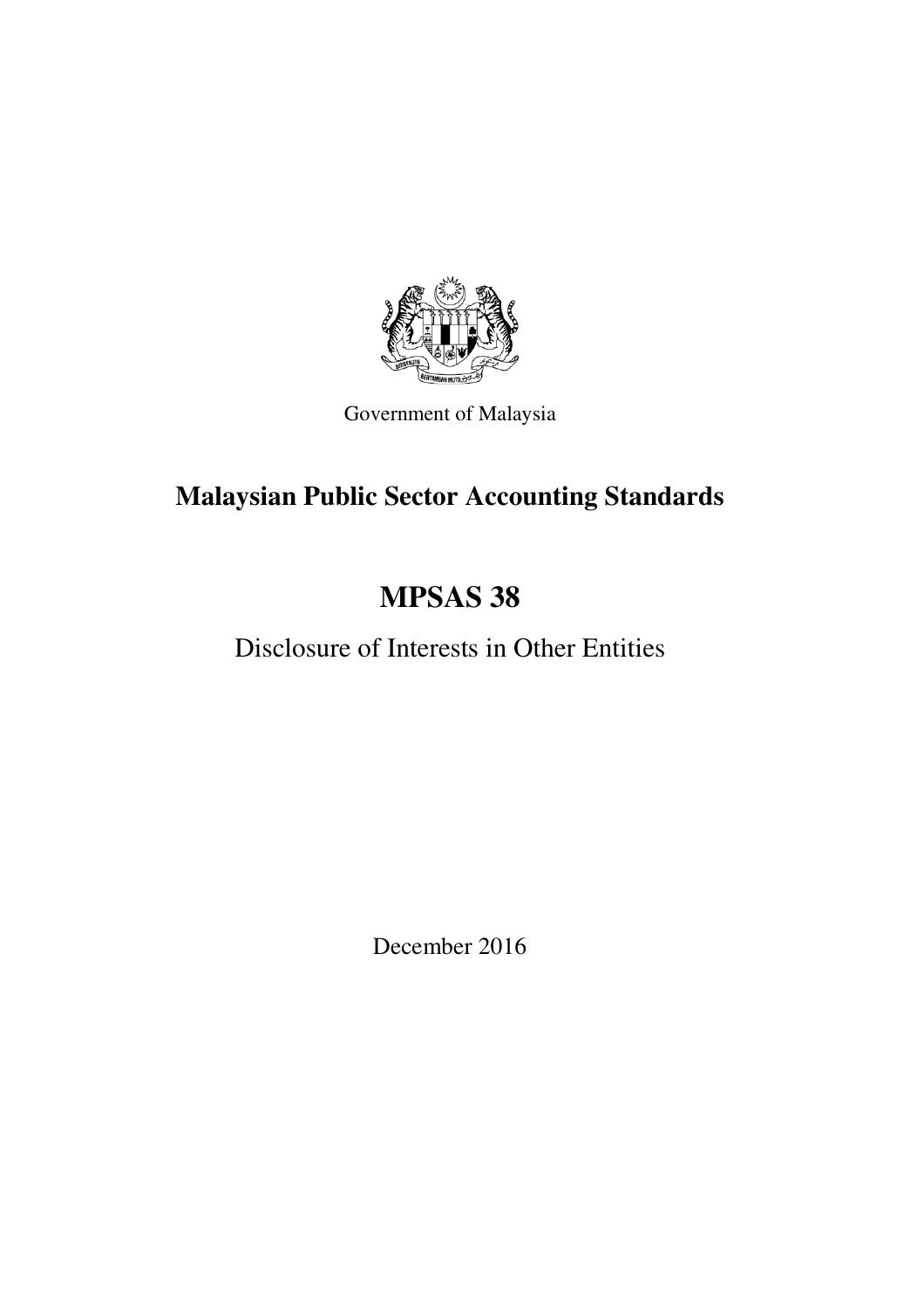Government of Malaysia

# Malaysian Public Sector Accounting Standards

# MPSAS 38

## Disclosure of Interests in Other Entities

December 2016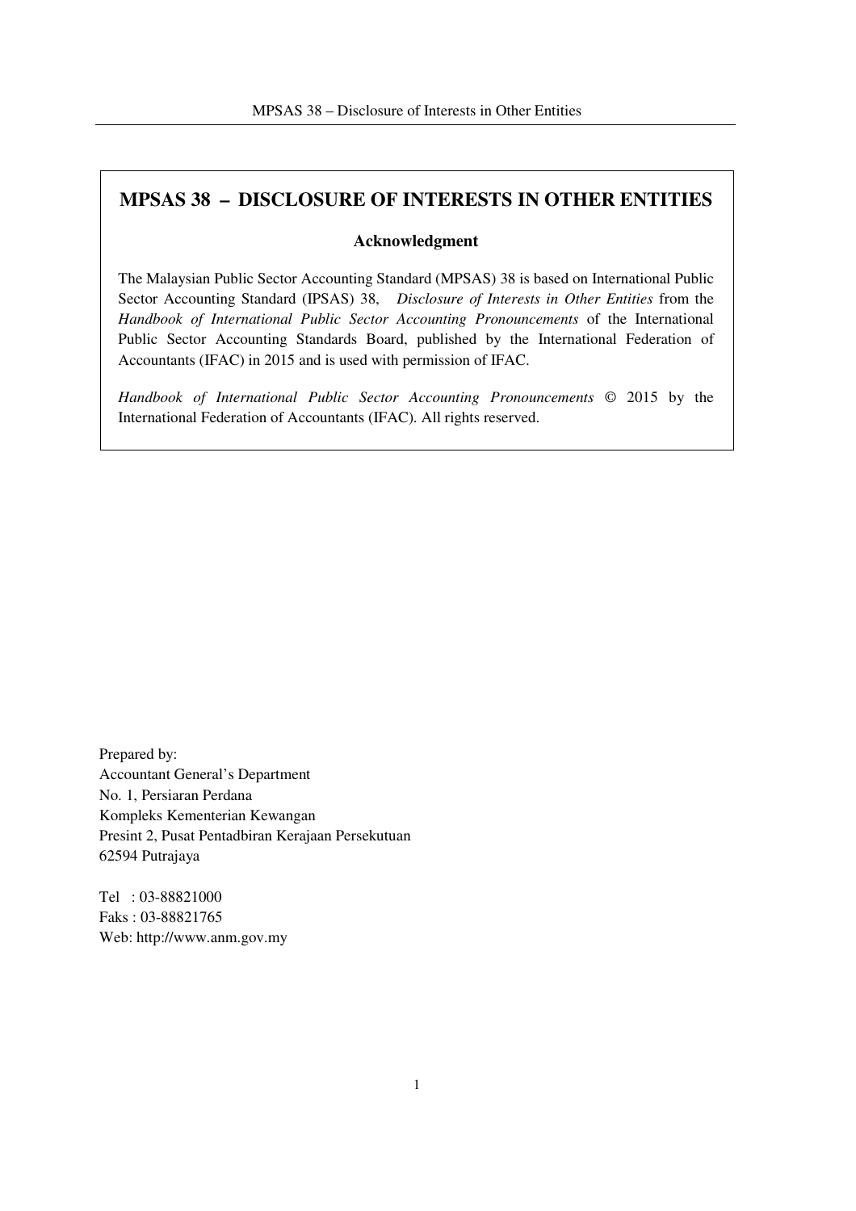# MPSAS 38 – DISCLOSURE OF INTERESTS IN OTHER ENTITIES

**Acknowledgment**

The Malaysian Public Sector Accounting Standard (MPSAS) 38 is based on International Public Sector Accounting Standard (IPSAS) 38, *Disclosure of Interests in Other Entities* from the *Handbook of International Public Sector Accounting Pronouncements* of the International Public Sector Accounting Standards Board, published by the International Federation of Accountants (IFAC) in 2015 and is used with permission of IFAC.

*Handbook of International Public Sector Accounting Pronouncements* © 2015 by the International Federation of Accountants (IFAC). All rights reserved.

Prepared by:
Accountant General's Department
No. 1, Persiaran Perdana
Kompleks Kementerian Kewangan
Presint 2, Pusat Pentadbiran Kerajaan Persekutuan
62594 Putrajaya

Tel : 03-88821000
Faks : 03-88821765
Web: http://www.anm.gov.my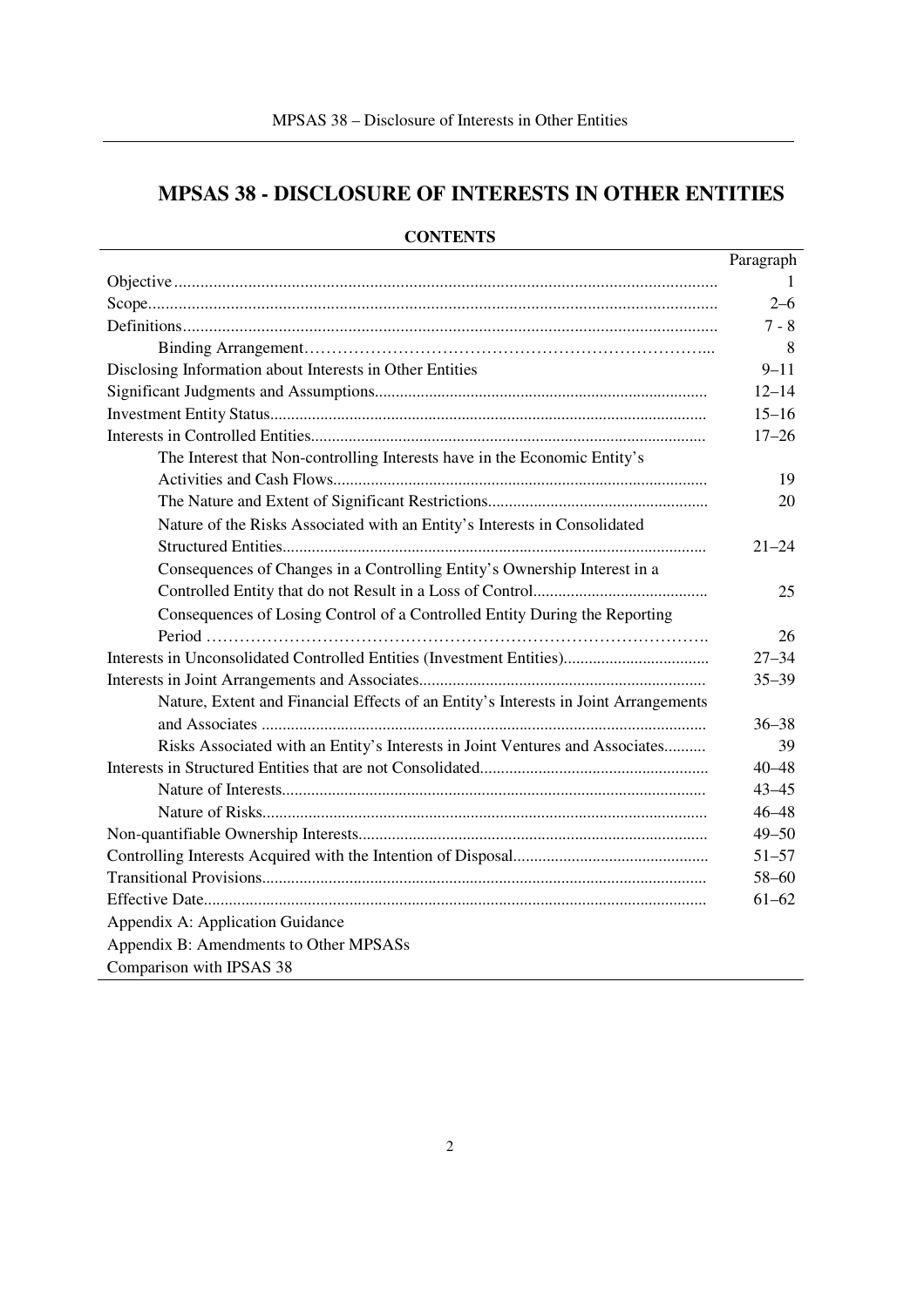# MPSAS 38 - DISCLOSURE OF INTERESTS IN OTHER ENTITIES

**CONTENTS**

| | Paragraph |
|---|---|
| Objective | 1 |
| Scope | 2–6 |
| Definitions | 7 - 8 |
| Binding Arrangement | 8 |
| Disclosing Information about Interests in Other Entities | 9–11 |
| Significant Judgments and Assumptions | 12–14 |
| Investment Entity Status | 15–16 |
| Interests in Controlled Entities | 17–26 |
| The Interest that Non-controlling Interests have in the Economic Entity's Activities and Cash Flows | 19 |
| The Nature and Extent of Significant Restrictions | 20 |
| Nature of the Risks Associated with an Entity's Interests in Consolidated Structured Entities | 21–24 |
| Consequences of Changes in a Controlling Entity's Ownership Interest in a Controlled Entity that do Not Result in a Loss of Control | 25 |
| Consequences of Losing Control of a Controlled Entity During the Reporting Period | 26 |
| Interests in Unconsolidated Controlled Entities (Investment Entities) | 27–34 |
| Interests in Joint Arrangements and Associates | 35–39 |
| Nature, Extent and Financial Effects of an Entity's Interests in Joint Arrangements and Associates | 36–38 |
| Risks Associated with an Entity's Interests in Joint Ventures and Associates | 39 |
| Interests in Structured Entities that are not Consolidated | 40–48 |
| Nature of Interests | 43–45 |
| Nature of Risks | 46–48 |
| Non-quantifiable Ownership Interests | 49–50 |
| Controlling Interests Acquired with the Intention of Disposal | 51–57 |
| Transitional Provisions | 58–60 |
| Effective Date | 61–62 |
| Appendix A: Application Guidance | |
| Appendix B: Amendments to Other MPSASs | |
| Comparison with IPSAS 38 | |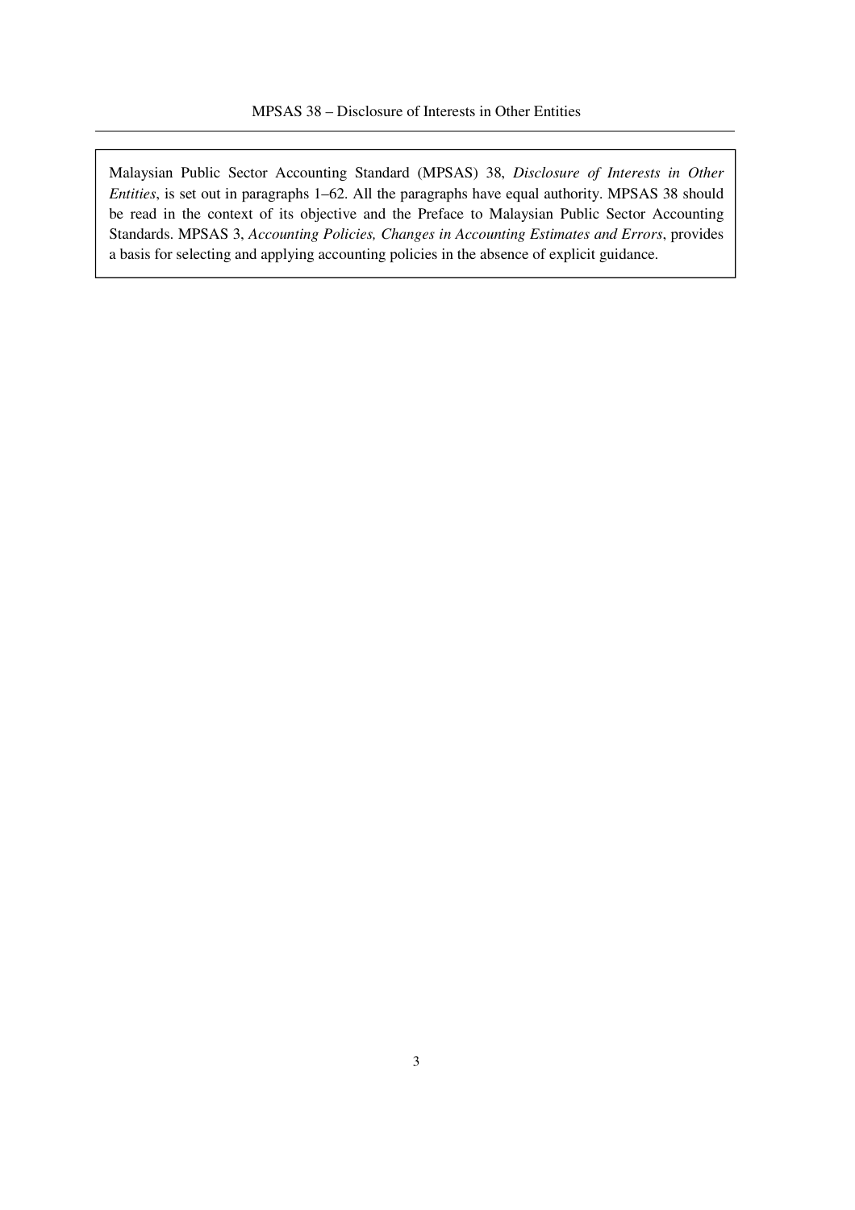Malaysian Public Sector Accounting Standard (MPSAS) 38, *Disclosure of Interests in Other Entities*, is set out in paragraphs 1–62. All the paragraphs have equal authority. MPSAS 38 should be read in the context of its objective and the Preface to Malaysian Public Sector Accounting Standards. MPSAS 3, *Accounting Policies, Changes in Accounting Estimates and Errors*, provides a basis for selecting and applying accounting policies in the absence of explicit guidance.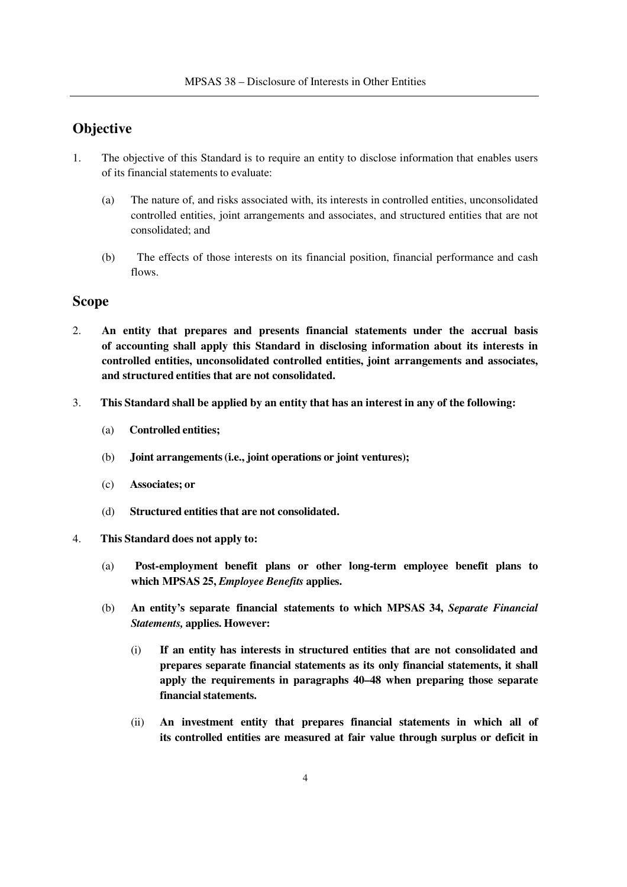## Objective

1. The objective of this Standard is to require an entity to disclose information that enables users of its financial statements to evaluate:

   (a) The nature of, and risks associated with, its interests in controlled entities, unconsolidated controlled entities, joint arrangements and associates, and structured entities that are not consolidated; and

   (b) The effects of those interests on its financial position, financial performance and cash flows.

## Scope

2. **An entity that prepares and presents financial statements under the accrual basis of accounting shall apply this Standard in disclosing information about its interests in controlled entities, unconsolidated controlled entities, joint arrangements and associates, and structured entities that are not consolidated.**

3. **This Standard shall be applied by an entity that has an interest in any of the following:**

   (a) **Controlled entities;**

   (b) **Joint arrangements (i.e., joint operations or joint ventures);**

   (c) **Associates; or**

   (d) **Structured entities that are not consolidated.**

4. **This Standard does not apply to:**

   (a) **Post-employment benefit plans or other long-term employee benefit plans to which MPSAS 25,** ***Employee Benefits*** **applies.**

   (b) **An entity's separate financial statements to which MPSAS 34,** ***Separate Financial Statements,*** **applies. However:**

      (i) **If an entity has interests in structured entities that are not consolidated and prepares separate financial statements as its only financial statements, it shall apply the requirements in paragraphs 40–48 when preparing those separate financial statements.**

      (ii) **An investment entity that prepares financial statements in which all of its controlled entities are measured at fair value through surplus or deficit in**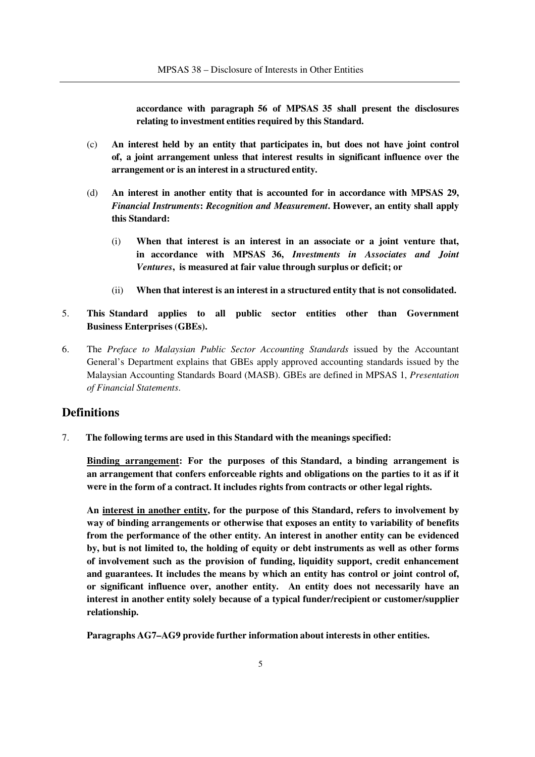**accordance with paragraph 56 of MPSAS 35 shall present the disclosures relating to investment entities required by this Standard.**

(c) **An interest held by an entity that participates in, but does not have joint control of, a joint arrangement unless that interest results in significant influence over the arrangement or is an interest in a structured entity.**

(d) **An interest in another entity that is accounted for in accordance with MPSAS 29, *Financial Instruments*: *Recognition and Measurement*. However, an entity shall apply this Standard:**

   (i) **When that interest is an interest in an associate or a joint venture that, in accordance with MPSAS 36, *Investments in Associates and Joint Ventures*, is measured at fair value through surplus or deficit; or**

   (ii) **When that interest is an interest in a structured entity that is not consolidated.**

5. **This Standard applies to all public sector entities other than Government Business Enterprises (GBEs).**

6. The *Preface to Malaysian Public Sector Accounting Standards* issued by the Accountant General's Department explains that GBEs apply approved accounting standards issued by the Malaysian Accounting Standards Board (MASB). GBEs are defined in MPSAS 1, *Presentation of Financial Statements*.

## Definitions

7. **The following terms are used in this Standard with the meanings specified:**

   **<u>Binding arrangement</u>: For the purposes of this Standard, a binding arrangement is an arrangement that confers enforceable rights and obligations on the parties to it as if it were in the form of a contract. It includes rights from contracts or other legal rights.**

   **An <u>interest in another entity</u>, for the purpose of this Standard, refers to involvement by way of binding arrangements or otherwise that exposes an entity to variability of benefits from the performance of the other entity. An interest in another entity can be evidenced by, but is not limited to, the holding of equity or debt instruments as well as other forms of involvement such as the provision of funding, liquidity support, credit enhancement and guarantees. It includes the means by which an entity has control or joint control of, or significant influence over, another entity. An entity does not necessarily have an interest in another entity solely because of a typical funder/recipient or customer/supplier relationship.**

   **Paragraphs AG7–AG9 provide further information about interests in other entities.**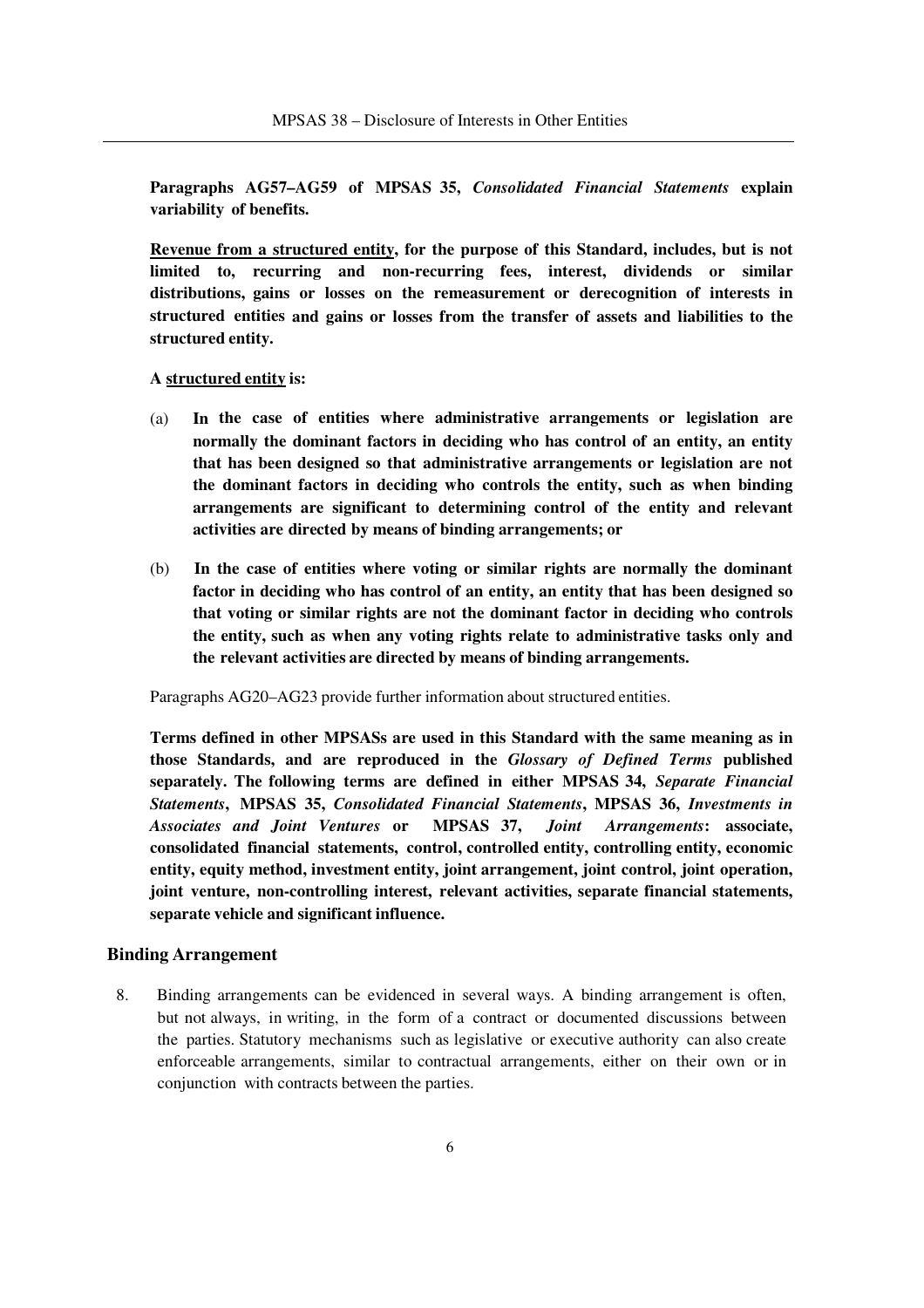**Paragraphs AG57–AG59 of MPSAS 35, *Consolidated Financial Statements* explain variability of benefits.**

**Revenue from a structured entity, for the purpose of this Standard, includes, but is not limited to, recurring and non-recurring fees, interest, dividends or similar distributions, gains or losses on the remeasurement or derecognition of interests in structured entities and gains or losses from the transfer of assets and liabilities to the structured entity.**

**A structured entity is:**

(a) **In the case of entities where administrative arrangements or legislation are normally the dominant factors in deciding who has control of an entity, an entity that has been designed so that administrative arrangements or legislation are not the dominant factors in deciding who controls the entity, such as when binding arrangements are significant to determining control of the entity and relevant activities are directed by means of binding arrangements; or**

(b) **In the case of entities where voting or similar rights are normally the dominant factor in deciding who has control of an entity, an entity that has been designed so that voting or similar rights are not the dominant factor in deciding who controls the entity, such as when any voting rights relate to administrative tasks only and the relevant activities are directed by means of binding arrangements.**

Paragraphs AG20–AG23 provide further information about structured entities.

**Terms defined in other MPSASs are used in this Standard with the same meaning as in those Standards, and are reproduced in the *Glossary of Defined Terms* published separately. The following terms are defined in either MPSAS 34, *Separate Financial Statements*, MPSAS 35, *Consolidated Financial Statements*, MPSAS 36, *Investments in Associates and Joint Ventures* or MPSAS 37, *Joint Arrangements*: associate, consolidated financial statements, control, controlled entity, controlling entity, economic entity, equity method, investment entity, joint arrangement, joint control, joint operation, joint venture, non-controlling interest, relevant activities, separate financial statements, separate vehicle and significant influence.**

### Binding Arrangement

8. Binding arrangements can be evidenced in several ways. A binding arrangement is often, but not always, in writing, in the form of a contract or documented discussions between the parties. Statutory mechanisms such as legislative or executive authority can also create enforceable arrangements, similar to contractual arrangements, either on their own or in conjunction with contracts between the parties.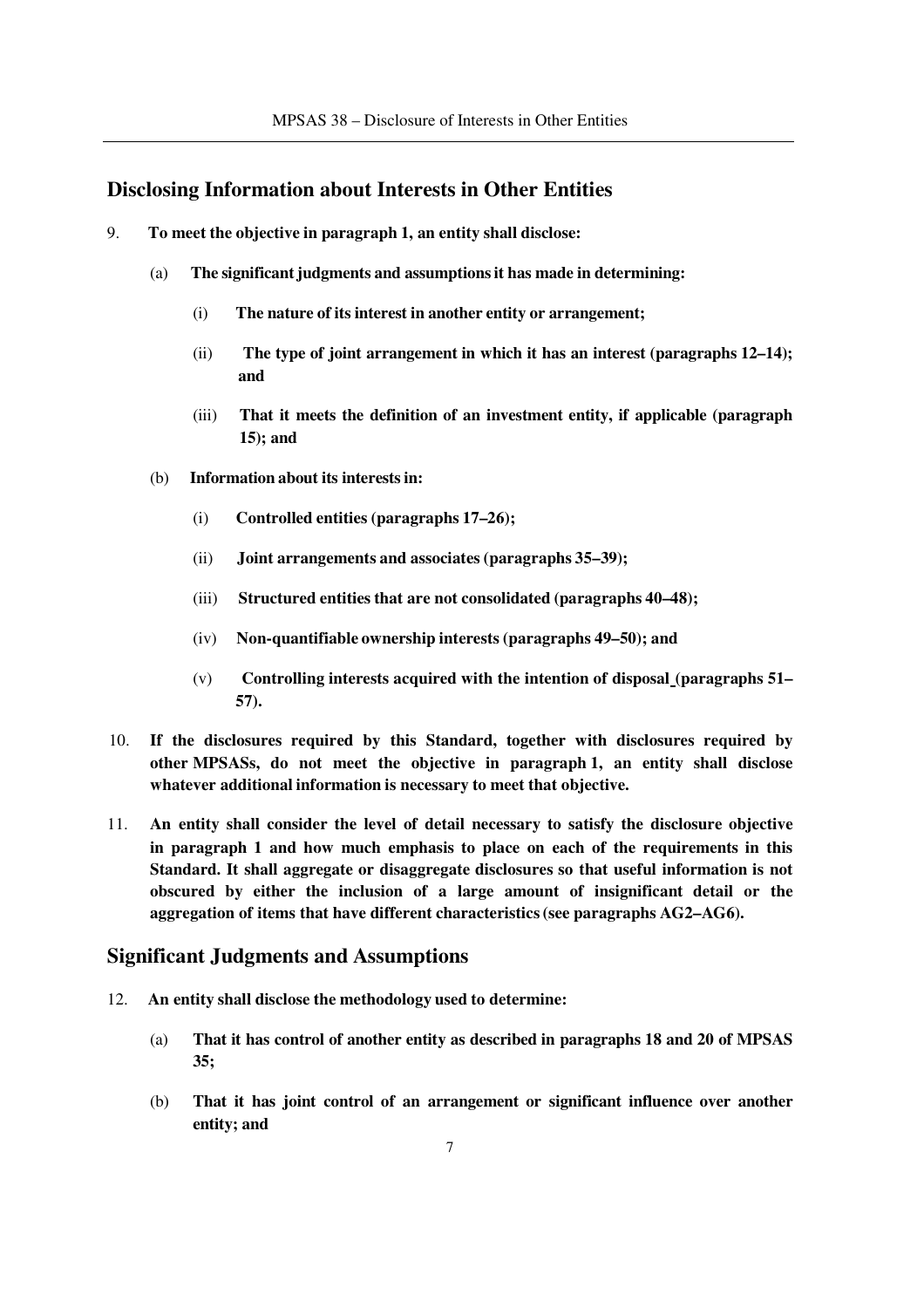## Disclosing Information about Interests in Other Entities

9. **To meet the objective in paragraph 1, an entity shall disclose:**

   (a) **The significant judgments and assumptions it has made in determining:**

   (i) **The nature of its interest in another entity or arrangement;**

   (ii) **The type of joint arrangement in which it has an interest (paragraphs 12–14); and**

   (iii) **That it meets the definition of an investment entity, if applicable (paragraph 15); and**

   (b) **Information about its interests in:**

   (i) **Controlled entities (paragraphs 17–26);**

   (ii) **Joint arrangements and associates (paragraphs 35–39);**

   (iii) **Structured entities that are not consolidated (paragraphs 40–48);**

   (iv) **Non-quantifiable ownership interests (paragraphs 49–50); and**

   (v) **Controlling interests acquired with the intention of disposal (paragraphs 51–57).**

10. **If the disclosures required by this Standard, together with disclosures required by other MPSASs, do not meet the objective in paragraph 1, an entity shall disclose whatever additional information is necessary to meet that objective.**

11. **An entity shall consider the level of detail necessary to satisfy the disclosure objective in paragraph 1 and how much emphasis to place on each of the requirements in this Standard. It shall aggregate or disaggregate disclosures so that useful information is not obscured by either the inclusion of a large amount of insignificant detail or the aggregation of items that have different characteristics (see paragraphs AG2–AG6).**

## Significant Judgments and Assumptions

12. **An entity shall disclose the methodology used to determine:**

   (a) **That it has control of another entity as described in paragraphs 18 and 20 of MPSAS 35;**

   (b) **That it has joint control of an arrangement or significant influence over another entity; and**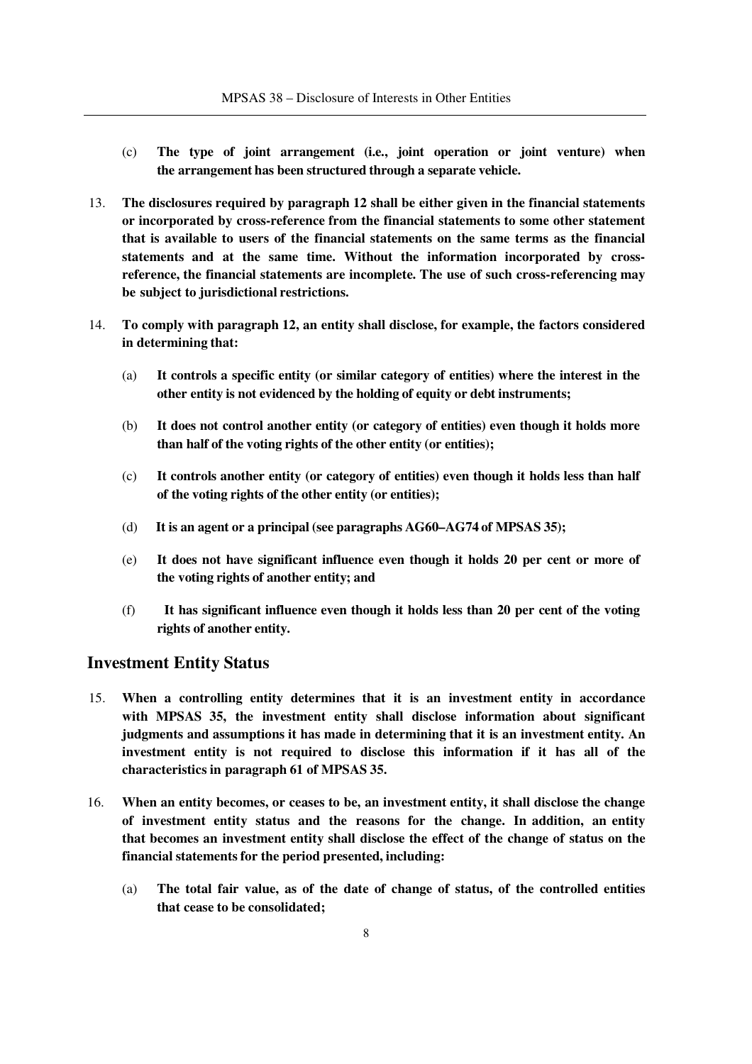(c) **The type of joint arrangement (i.e., joint operation or joint venture) when the arrangement has been structured through a separate vehicle.**

13. **The disclosures required by paragraph 12 shall be either given in the financial statements or incorporated by cross-reference from the financial statements to some other statement that is available to users of the financial statements on the same terms as the financial statements and at the same time. Without the information incorporated by cross-reference, the financial statements are incomplete. The use of such cross-referencing may be subject to jurisdictional restrictions.**

14. **To comply with paragraph 12, an entity shall disclose, for example, the factors considered in determining that:**

    (a) **It controls a specific entity (or similar category of entities) where the interest in the other entity is not evidenced by the holding of equity or debt instruments;**

    (b) **It does not control another entity (or category of entities) even though it holds more than half of the voting rights of the other entity (or entities);**

    (c) **It controls another entity (or category of entities) even though it holds less than half of the voting rights of the other entity (or entities);**

    (d) **It is an agent or a principal (see paragraphs AG60–AG74 of MPSAS 35);**

    (e) **It does not have significant influence even though it holds 20 per cent or more of the voting rights of another entity; and**

    (f) **It has significant influence even though it holds less than 20 per cent of the voting rights of another entity.**

## Investment Entity Status

15. **When a controlling entity determines that it is an investment entity in accordance with MPSAS 35, the investment entity shall disclose information about significant judgments and assumptions it has made in determining that it is an investment entity. An investment entity is not required to disclose this information if it has all of the characteristics in paragraph 61 of MPSAS 35.**

16. **When an entity becomes, or ceases to be, an investment entity, it shall disclose the change of investment entity status and the reasons for the change. In addition, an entity that becomes an investment entity shall disclose the effect of the change of status on the financial statements for the period presented, including:**

    (a) **The total fair value, as of the date of change of status, of the controlled entities that cease to be consolidated;**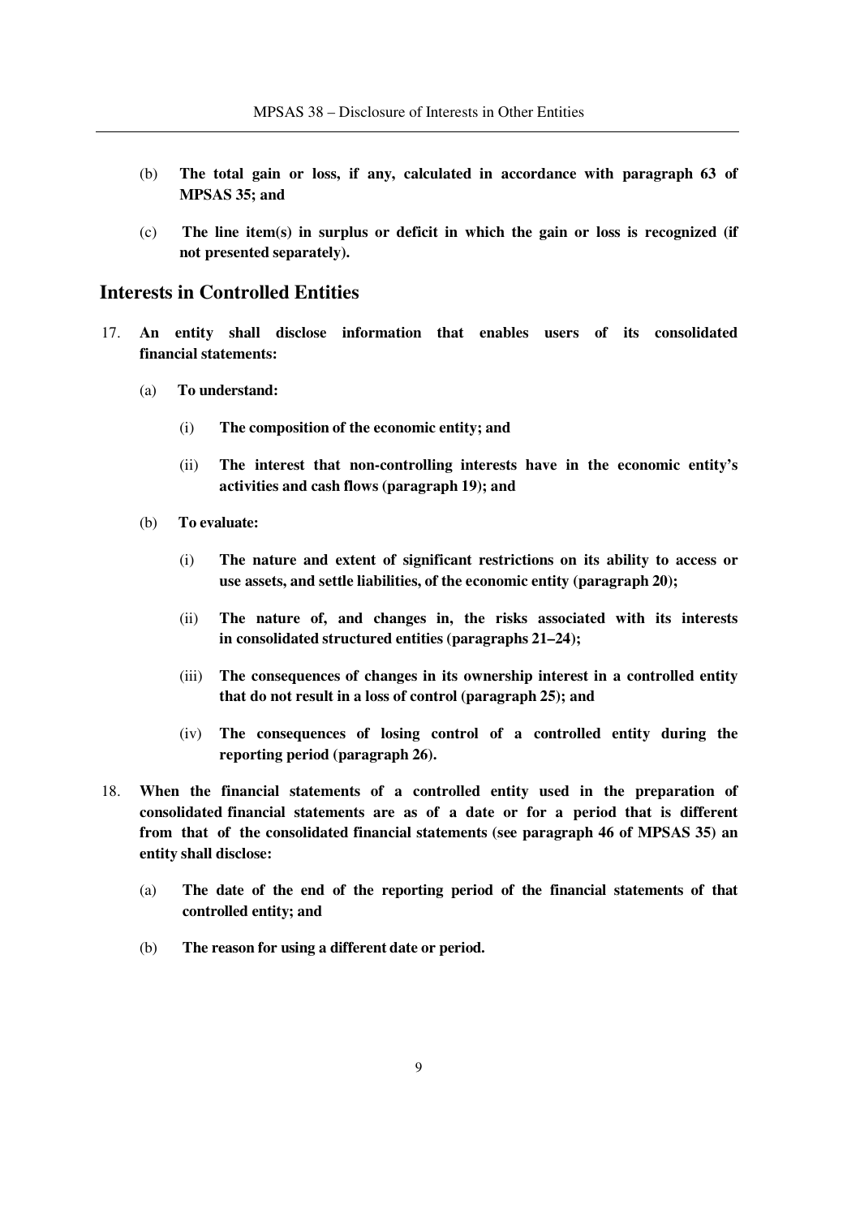(b) **The total gain or loss, if any, calculated in accordance with paragraph 63 of MPSAS 35; and**

(c) **The line item(s) in surplus or deficit in which the gain or loss is recognized (if not presented separately).**

## Interests in Controlled Entities

17. **An entity shall disclose information that enables users of its consolidated financial statements:**

    (a) **To understand:**

    (i) **The composition of the economic entity; and**

    (ii) **The interest that non-controlling interests have in the economic entity's activities and cash flows (paragraph 19); and**

    (b) **To evaluate:**

    (i) **The nature and extent of significant restrictions on its ability to access or use assets, and settle liabilities, of the economic entity (paragraph 20);**

    (ii) **The nature of, and changes in, the risks associated with its interests in consolidated structured entities (paragraphs 21–24);**

    (iii) **The consequences of changes in its ownership interest in a controlled entity that do not result in a loss of control (paragraph 25); and**

    (iv) **The consequences of losing control of a controlled entity during the reporting period (paragraph 26).**

18. **When the financial statements of a controlled entity used in the preparation of consolidated financial statements are as of a date or for a period that is different from that of the consolidated financial statements (see paragraph 46 of MPSAS 35) an entity shall disclose:**

    (a) **The date of the end of the reporting period of the financial statements of that controlled entity; and**

    (b) **The reason for using a different date or period.**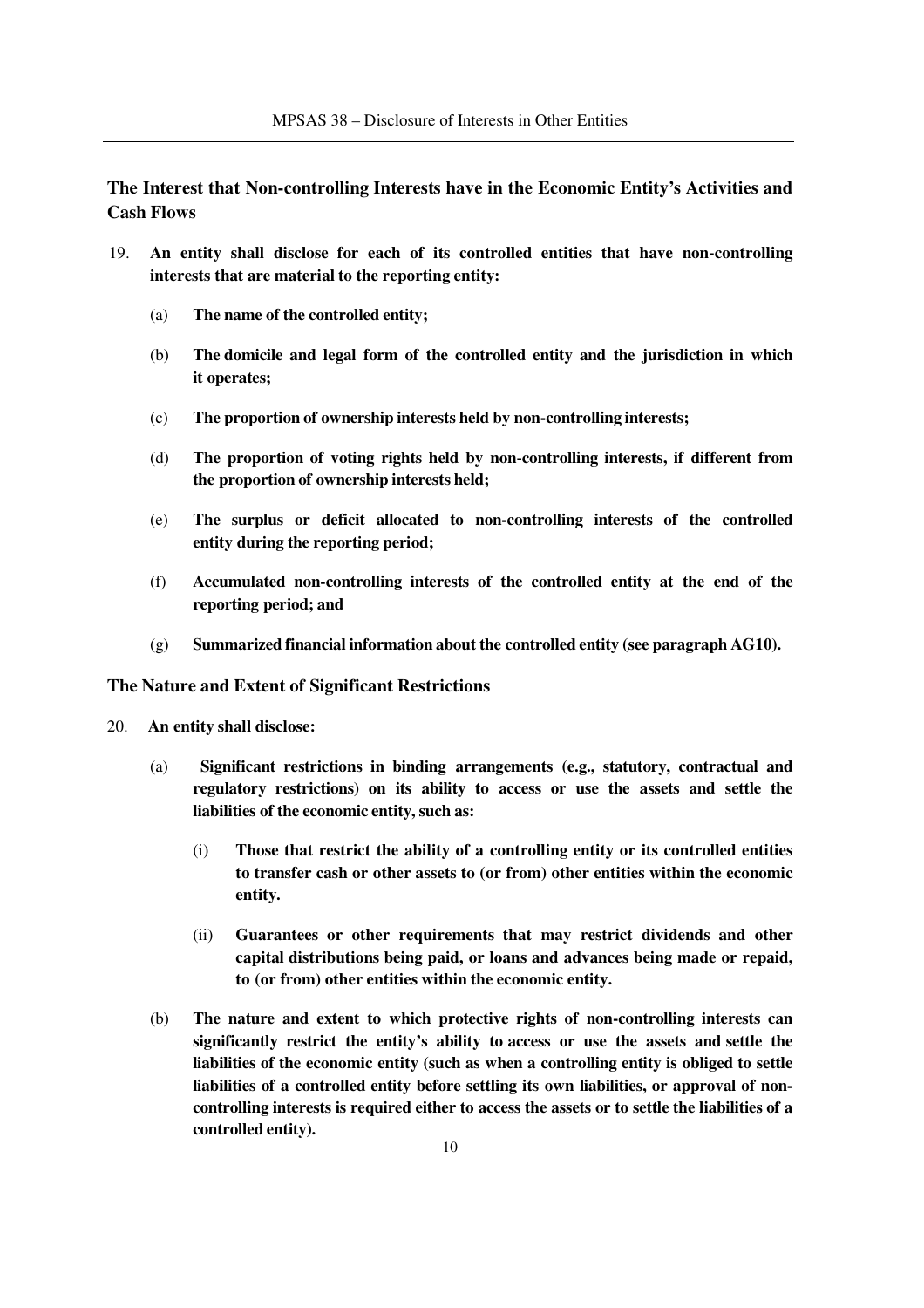### The Interest that Non-controlling Interests have in the Economic Entity's Activities and Cash Flows

19. **An entity shall disclose for each of its controlled entities that have non-controlling interests that are material to the reporting entity:**

    (a) **The name of the controlled entity;**

    (b) **The domicile and legal form of the controlled entity and the jurisdiction in which it operates;**

    (c) **The proportion of ownership interests held by non-controlling interests;**

    (d) **The proportion of voting rights held by non-controlling interests, if different from the proportion of ownership interests held;**

    (e) **The surplus or deficit allocated to non-controlling interests of the controlled entity during the reporting period;**

    (f) **Accumulated non-controlling interests of the controlled entity at the end of the reporting period; and**

    (g) **Summarized financial information about the controlled entity (see paragraph AG10).**

### The Nature and Extent of Significant Restrictions

20. **An entity shall disclose:**

    (a) **Significant restrictions in binding arrangements (e.g., statutory, contractual and regulatory restrictions) on its ability to access or use the assets and settle the liabilities of the economic entity, such as:**

      (i) **Those that restrict the ability of a controlling entity or its controlled entities to transfer cash or other assets to (or from) other entities within the economic entity.**

      (ii) **Guarantees or other requirements that may restrict dividends and other capital distributions being paid, or loans and advances being made or repaid, to (or from) other entities within the economic entity.**

    (b) **The nature and extent to which protective rights of non-controlling interests can significantly restrict the entity's ability to access or use the assets and settle the liabilities of the economic entity (such as when a controlling entity is obliged to settle liabilities of a controlled entity before settling its own liabilities, or approval of non-controlling interests is required either to access the assets or to settle the liabilities of a controlled entity).**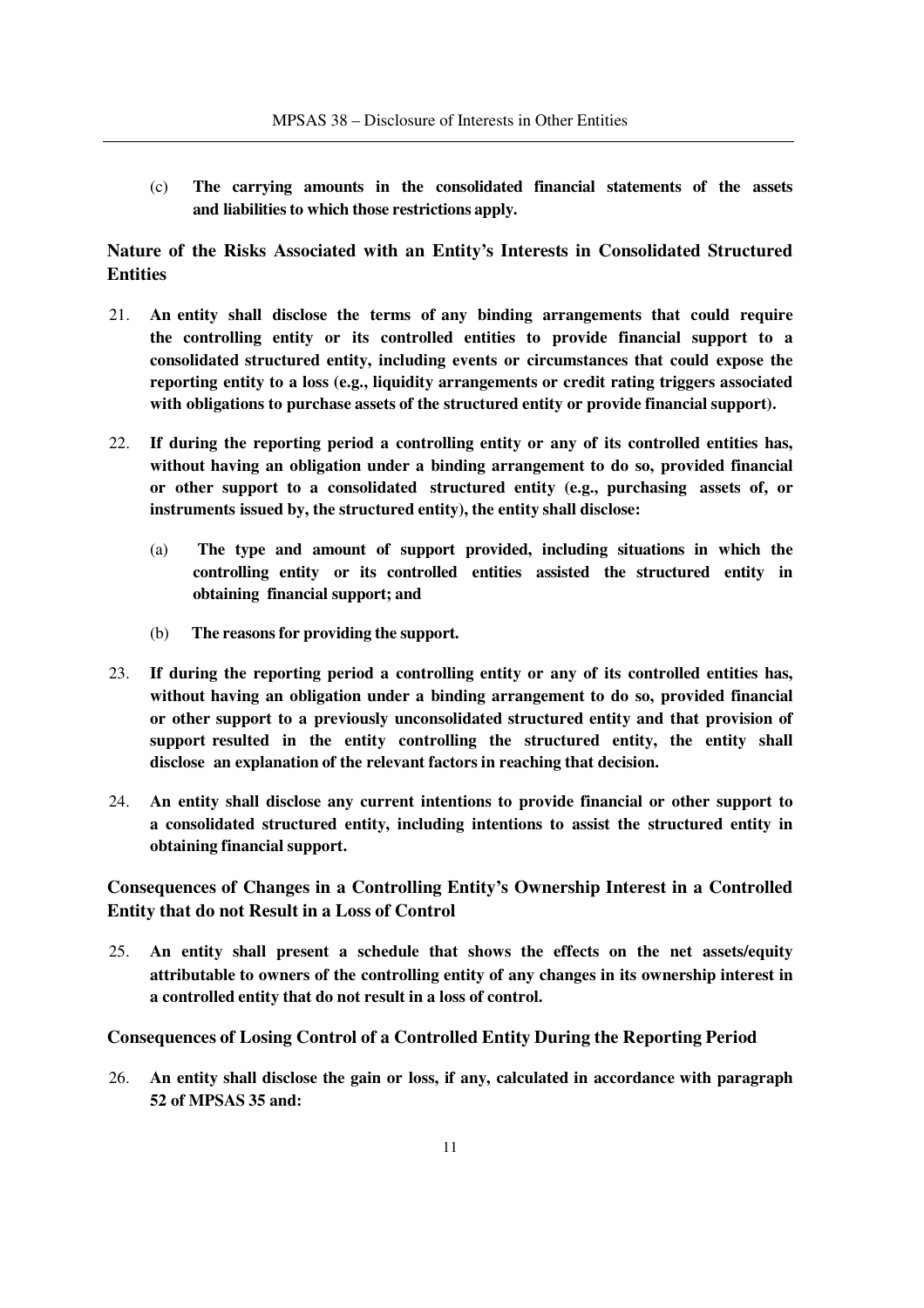(c) **The carrying amounts in the consolidated financial statements of the assets and liabilities to which those restrictions apply.**

## Nature of the Risks Associated with an Entity's Interests in Consolidated Structured Entities

21. **An entity shall disclose the terms of any binding arrangements that could require the controlling entity or its controlled entities to provide financial support to a consolidated structured entity, including events or circumstances that could expose the reporting entity to a loss (e.g., liquidity arrangements or credit rating triggers associated with obligations to purchase assets of the structured entity or provide financial support).**

22. **If during the reporting period a controlling entity or any of its controlled entities has, without having an obligation under a binding arrangement to do so, provided financial or other support to a consolidated structured entity (e.g., purchasing assets of, or instruments issued by, the structured entity), the entity shall disclose:**

    (a) **The type and amount of support provided, including situations in which the controlling entity or its controlled entities assisted the structured entity in obtaining financial support; and**

    (b) **The reasons for providing the support.**

23. **If during the reporting period a controlling entity or any of its controlled entities has, without having an obligation under a binding arrangement to do so, provided financial or other support to a previously unconsolidated structured entity and that provision of support resulted in the entity controlling the structured entity, the entity shall disclose an explanation of the relevant factors in reaching that decision.**

24. **An entity shall disclose any current intentions to provide financial or other support to a consolidated structured entity, including intentions to assist the structured entity in obtaining financial support.**

## Consequences of Changes in a Controlling Entity's Ownership Interest in a Controlled Entity that do not Result in a Loss of Control

25. **An entity shall present a schedule that shows the effects on the net assets/equity attributable to owners of the controlling entity of any changes in its ownership interest in a controlled entity that do not result in a loss of control.**

## Consequences of Losing Control of a Controlled Entity During the Reporting Period

26. **An entity shall disclose the gain or loss, if any, calculated in accordance with paragraph 52 of MPSAS 35 and:**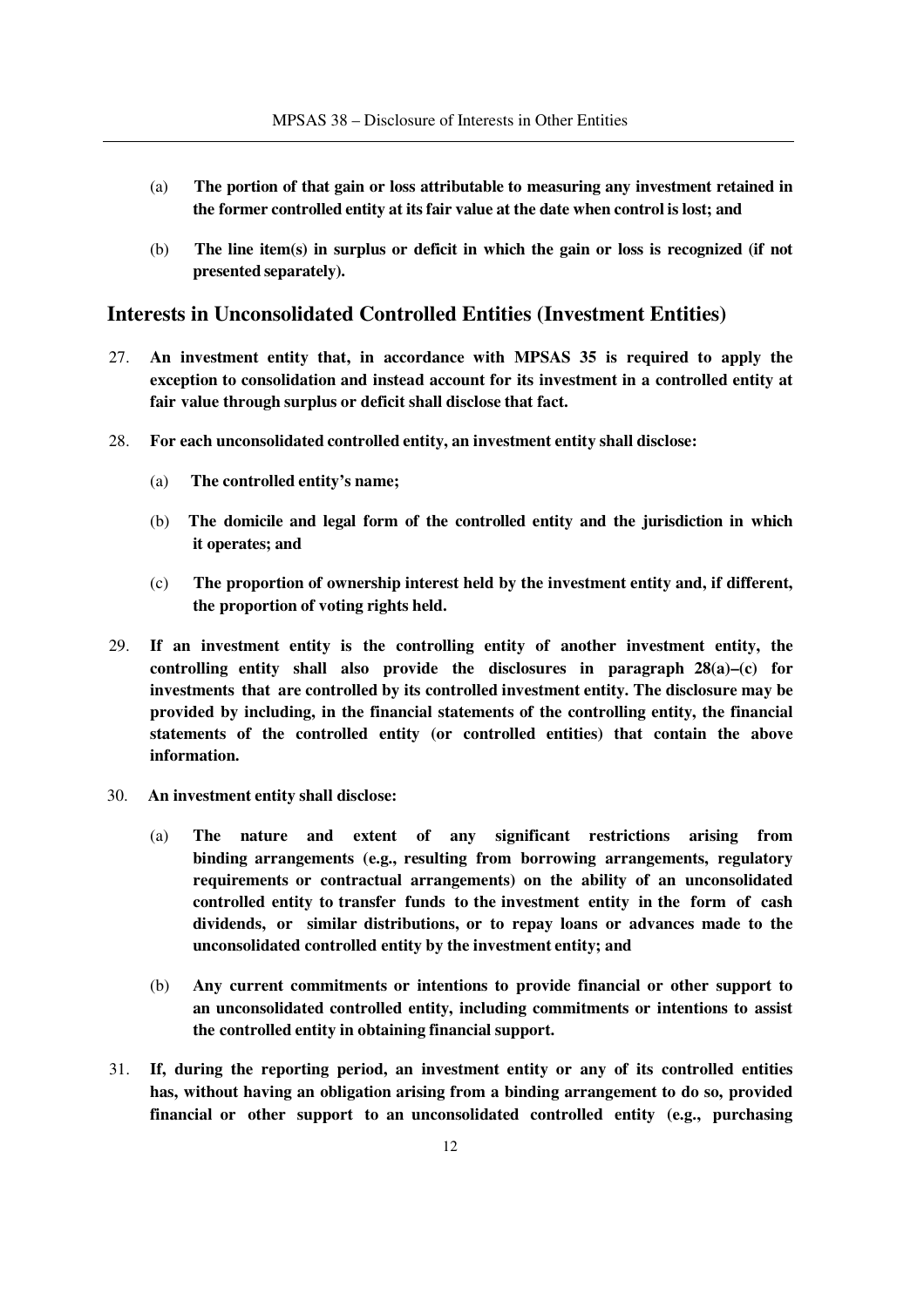(a) **The portion of that gain or loss attributable to measuring any investment retained in the former controlled entity at its fair value at the date when control is lost; and**

(b) **The line item(s) in surplus or deficit in which the gain or loss is recognized (if not presented separately).**

## Interests in Unconsolidated Controlled Entities (Investment Entities)

27. **An investment entity that, in accordance with MPSAS 35 is required to apply the exception to consolidation and instead account for its investment in a controlled entity at fair value through surplus or deficit shall disclose that fact.**

28. **For each unconsolidated controlled entity, an investment entity shall disclose:**

    (a) **The controlled entity's name;**

    (b) **The domicile and legal form of the controlled entity and the jurisdiction in which it operates; and**

    (c) **The proportion of ownership interest held by the investment entity and, if different, the proportion of voting rights held.**

29. **If an investment entity is the controlling entity of another investment entity, the controlling entity shall also provide the disclosures in paragraph 28(a)–(c) for investments that are controlled by its controlled investment entity. The disclosure may be provided by including, in the financial statements of the controlling entity, the financial statements of the controlled entity (or controlled entities) that contain the above information.**

30. **An investment entity shall disclose:**

    (a) **The nature and extent of any significant restrictions arising from binding arrangements (e.g., resulting from borrowing arrangements, regulatory requirements or contractual arrangements) on the ability of an unconsolidated controlled entity to transfer funds to the investment entity in the form of cash dividends, or similar distributions, or to repay loans or advances made to the unconsolidated controlled entity by the investment entity; and**

    (b) **Any current commitments or intentions to provide financial or other support to an unconsolidated controlled entity, including commitments or intentions to assist the controlled entity in obtaining financial support.**

31. **If, during the reporting period, an investment entity or any of its controlled entities has, without having an obligation arising from a binding arrangement to do so, provided financial or other support to an unconsolidated controlled entity (e.g., purchasing**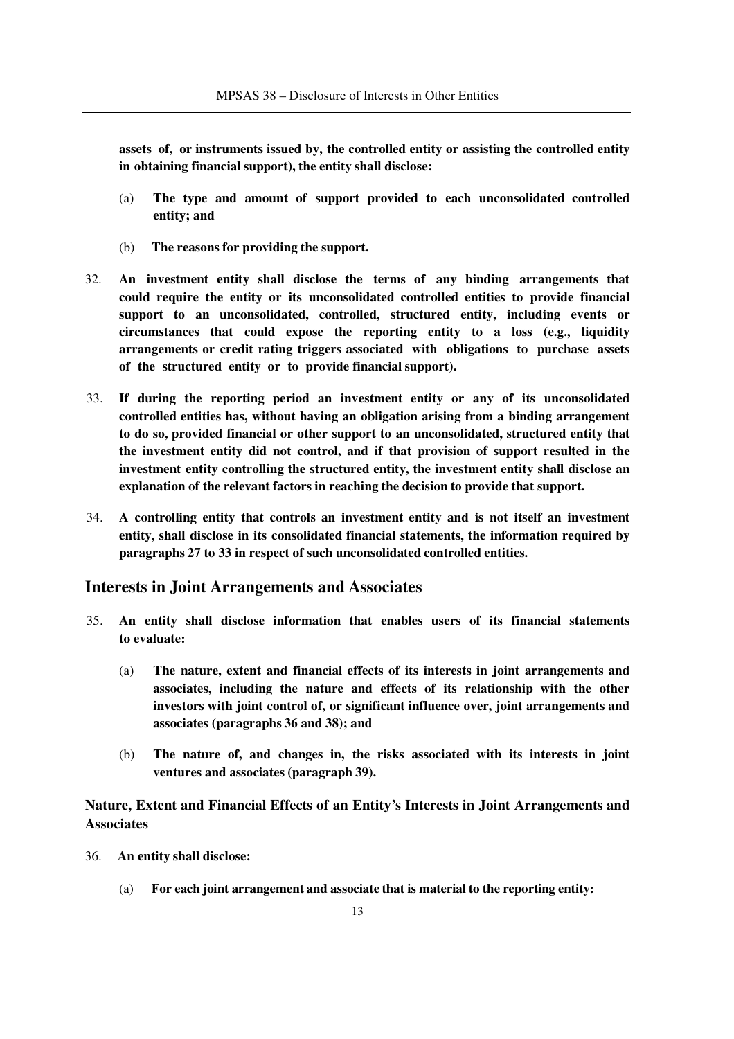**assets of, or instruments issued by, the controlled entity or assisting the controlled entity in obtaining financial support), the entity shall disclose:**

(a) **The type and amount of support provided to each unconsolidated controlled entity; and**

(b) **The reasons for providing the support.**

32. **An investment entity shall disclose the terms of any binding arrangements that could require the entity or its unconsolidated controlled entities to provide financial support to an unconsolidated, controlled, structured entity, including events or circumstances that could expose the reporting entity to a loss (e.g., liquidity arrangements or credit rating triggers associated with obligations to purchase assets of the structured entity or to provide financial support).**

33. **If during the reporting period an investment entity or any of its unconsolidated controlled entities has, without having an obligation arising from a binding arrangement to do so, provided financial or other support to an unconsolidated, structured entity that the investment entity did not control, and if that provision of support resulted in the investment entity controlling the structured entity, the investment entity shall disclose an explanation of the relevant factors in reaching the decision to provide that support.**

34. **A controlling entity that controls an investment entity and is not itself an investment entity, shall disclose in its consolidated financial statements, the information required by paragraphs 27 to 33 in respect of such unconsolidated controlled entities.**

## Interests in Joint Arrangements and Associates

35. **An entity shall disclose information that enables users of its financial statements to evaluate:**

    (a) **The nature, extent and financial effects of its interests in joint arrangements and associates, including the nature and effects of its relationship with the other investors with joint control of, or significant influence over, joint arrangements and associates (paragraphs 36 and 38); and**

    (b) **The nature of, and changes in, the risks associated with its interests in joint ventures and associates (paragraph 39).**

### Nature, Extent and Financial Effects of an Entity's Interests in Joint Arrangements and Associates

36. **An entity shall disclose:**

    (a) **For each joint arrangement and associate that is material to the reporting entity:**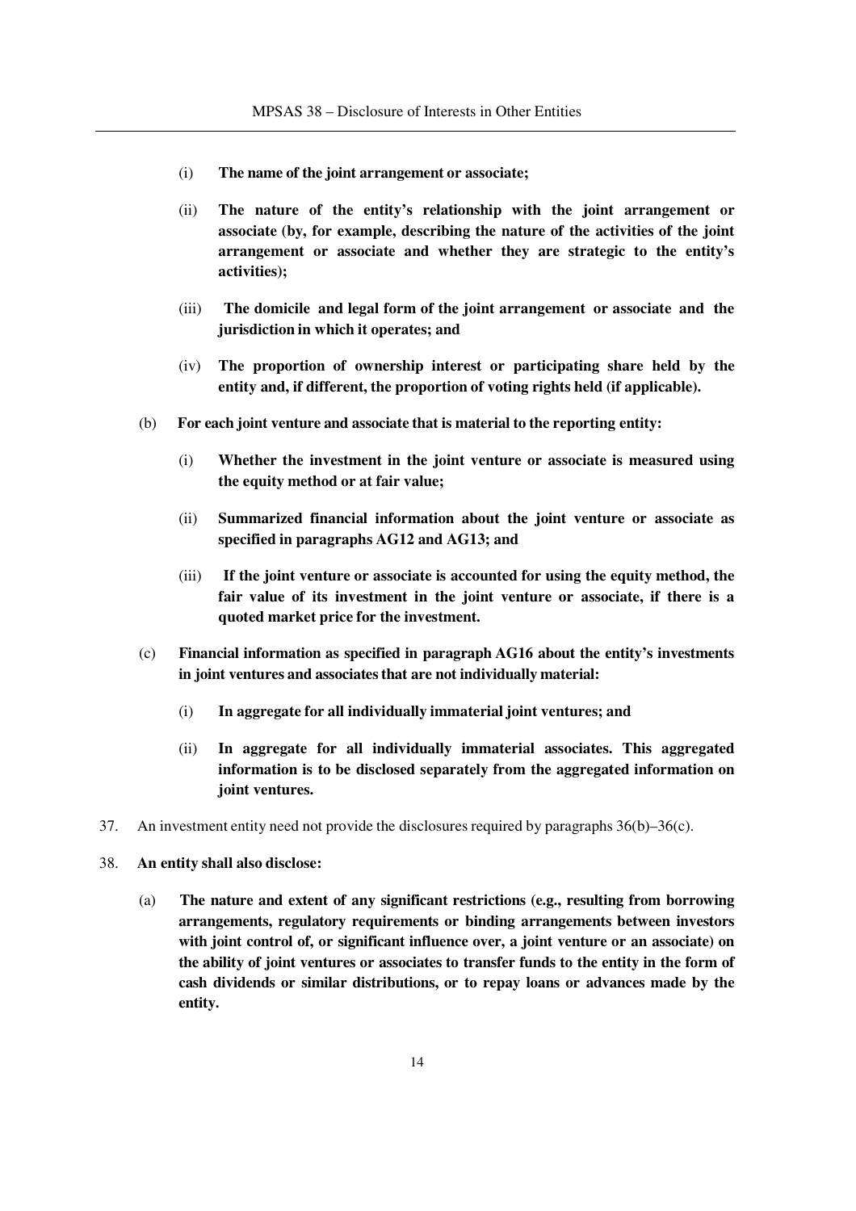(i) **The name of the joint arrangement or associate;**

(ii) **The nature of the entity's relationship with the joint arrangement or associate (by, for example, describing the nature of the activities of the joint arrangement or associate and whether they are strategic to the entity's activities);**

(iii) **The domicile and legal form of the joint arrangement or associate and the jurisdiction in which it operates; and**

(iv) **The proportion of ownership interest or participating share held by the entity and, if different, the proportion of voting rights held (if applicable).**

(b) **For each joint venture and associate that is material to the reporting entity:**

(i) **Whether the investment in the joint venture or associate is measured using the equity method or at fair value;**

(ii) **Summarized financial information about the joint venture or associate as specified in paragraphs AG12 and AG13; and**

(iii) **If the joint venture or associate is accounted for using the equity method, the fair value of its investment in the joint venture or associate, if there is a quoted market price for the investment.**

(c) **Financial information as specified in paragraph AG16 about the entity's investments in joint ventures and associates that are not individually material:**

(i) **In aggregate for all individually immaterial joint ventures; and**

(ii) **In aggregate for all individually immaterial associates. This aggregated information is to be disclosed separately from the aggregated information on joint ventures.**

37. An investment entity need not provide the disclosures required by paragraphs 36(b)–36(c).

38. **An entity shall also disclose:**

(a) **The nature and extent of any significant restrictions (e.g., resulting from borrowing arrangements, regulatory requirements or binding arrangements between investors with joint control of, or significant influence over, a joint venture or an associate) on the ability of joint ventures or associates to transfer funds to the entity in the form of cash dividends or similar distributions, or to repay loans or advances made by the entity.**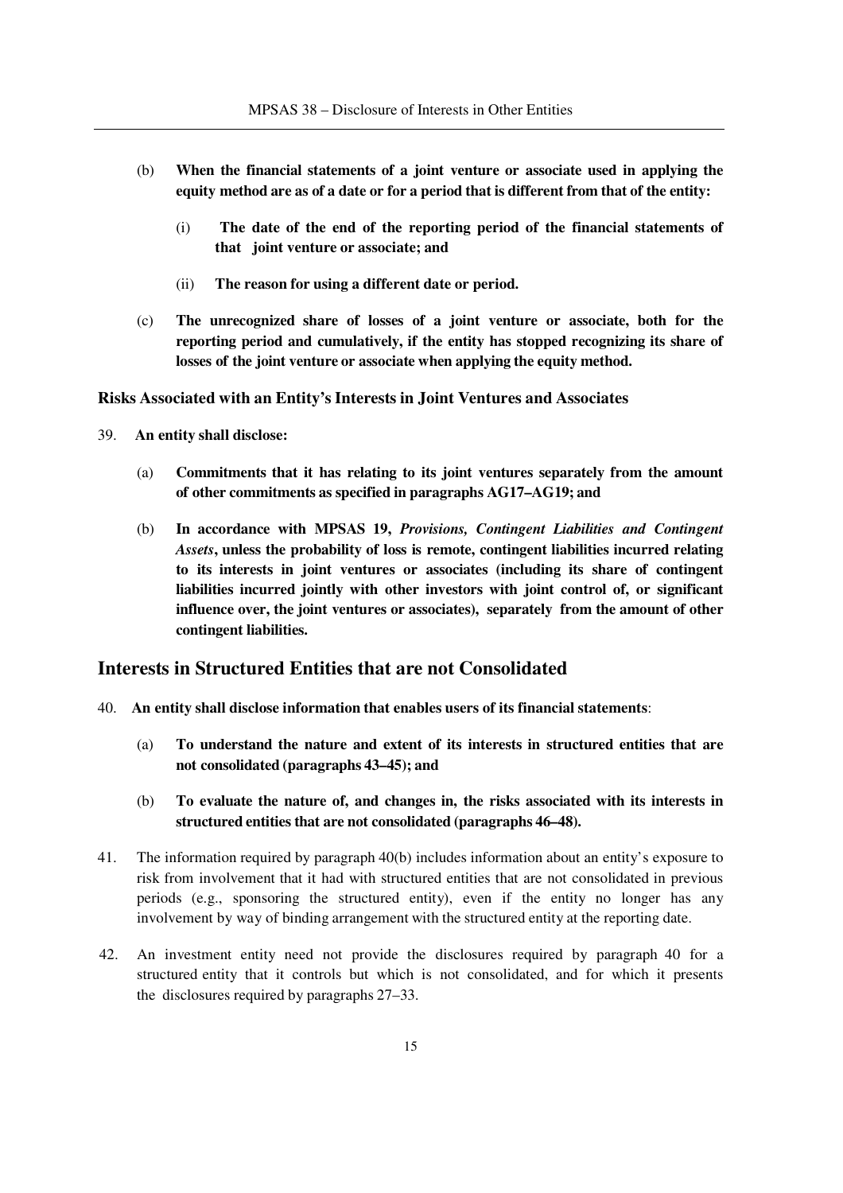(b) **When the financial statements of a joint venture or associate used in applying the equity method are as of a date or for a period that is different from that of the entity:**

   (i) **The date of the end of the reporting period of the financial statements of that joint venture or associate; and**

   (ii) **The reason for using a different date or period.**

(c) **The unrecognized share of losses of a joint venture or associate, both for the reporting period and cumulatively, if the entity has stopped recognizing its share of losses of the joint venture or associate when applying the equity method.**

### Risks Associated with an Entity's Interests in Joint Ventures and Associates

39. **An entity shall disclose:**

   (a) **Commitments that it has relating to its joint ventures separately from the amount of other commitments as specified in paragraphs AG17–AG19; and**

   (b) **In accordance with MPSAS 19, *Provisions, Contingent Liabilities and Contingent Assets*, unless the probability of loss is remote, contingent liabilities incurred relating to its interests in joint ventures or associates (including its share of contingent liabilities incurred jointly with other investors with joint control of, or significant influence over, the joint ventures or associates), separately from the amount of other contingent liabilities.**

## Interests in Structured Entities that are not Consolidated

40. **An entity shall disclose information that enables users of its financial statements**:

   (a) **To understand the nature and extent of its interests in structured entities that are not consolidated (paragraphs 43–45); and**

   (b) **To evaluate the nature of, and changes in, the risks associated with its interests in structured entities that are not consolidated (paragraphs 46–48).**

41. The information required by paragraph 40(b) includes information about an entity's exposure to risk from involvement that it had with structured entities that are not consolidated in previous periods (e.g., sponsoring the structured entity), even if the entity no longer has any involvement by way of binding arrangement with the structured entity at the reporting date.

42. An investment entity need not provide the disclosures required by paragraph 40 for a structured entity that it controls but which is not consolidated, and for which it presents the disclosures required by paragraphs 27–33.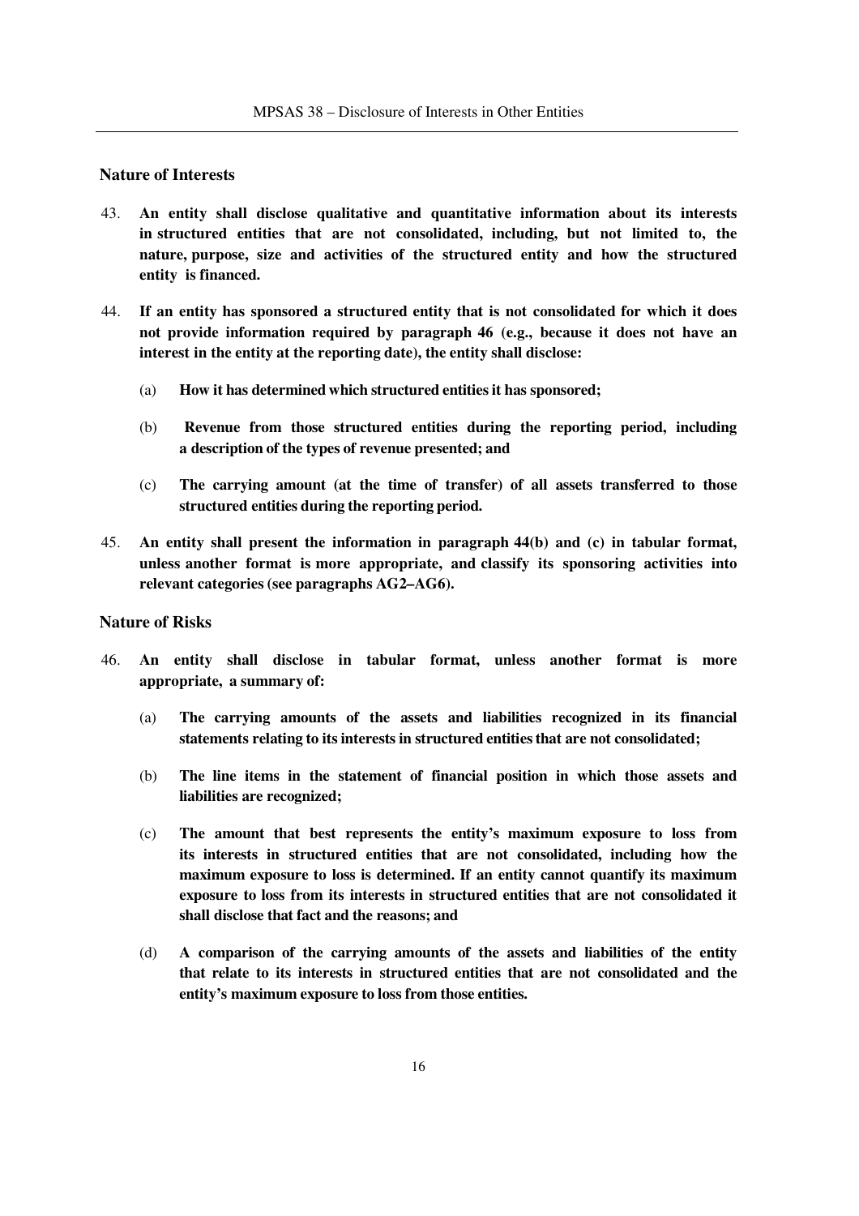### Nature of Interests

43. **An entity shall disclose qualitative and quantitative information about its interests in structured entities that are not consolidated, including, but not limited to, the nature, purpose, size and activities of the structured entity and how the structured entity is financed.**

44. **If an entity has sponsored a structured entity that is not consolidated for which it does not provide information required by paragraph 46 (e.g., because it does not have an interest in the entity at the reporting date), the entity shall disclose:**

    (a) **How it has determined which structured entities it has sponsored;**

    (b) **Revenue from those structured entities during the reporting period, including a description of the types of revenue presented; and**

    (c) **The carrying amount (at the time of transfer) of all assets transferred to those structured entities during the reporting period.**

45. **An entity shall present the information in paragraph 44(b) and (c) in tabular format, unless another format is more appropriate, and classify its sponsoring activities into relevant categories (see paragraphs AG2–AG6).**

### Nature of Risks

46. **An entity shall disclose in tabular format, unless another format is more appropriate, a summary of:**

    (a) **The carrying amounts of the assets and liabilities recognized in its financial statements relating to its interests in structured entities that are not consolidated;**

    (b) **The line items in the statement of financial position in which those assets and liabilities are recognized;**

    (c) **The amount that best represents the entity's maximum exposure to loss from its interests in structured entities that are not consolidated, including how the maximum exposure to loss is determined. If an entity cannot quantify its maximum exposure to loss from its interests in structured entities that are not consolidated it shall disclose that fact and the reasons; and**

    (d) **A comparison of the carrying amounts of the assets and liabilities of the entity that relate to its interests in structured entities that are not consolidated and the entity's maximum exposure to loss from those entities.**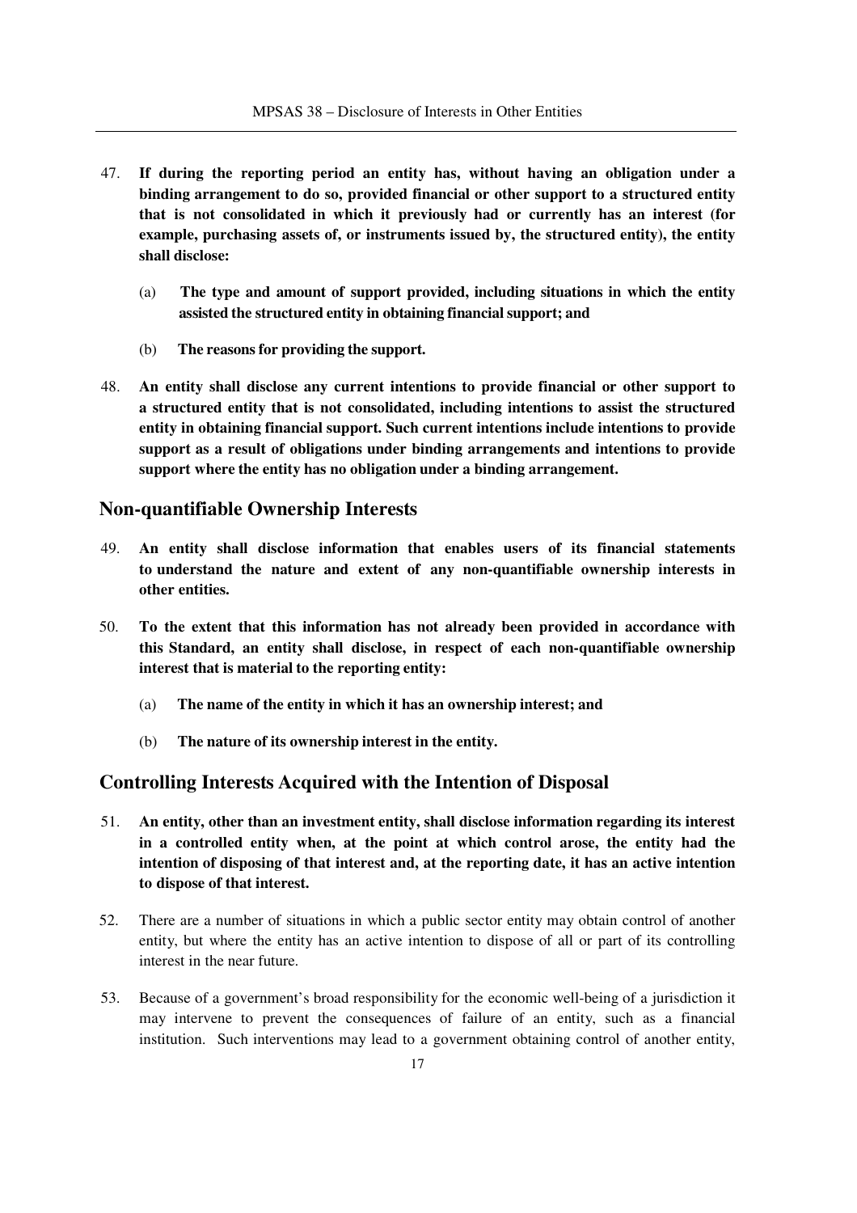47. **If during the reporting period an entity has, without having an obligation under a binding arrangement to do so, provided financial or other support to a structured entity that is not consolidated in which it previously had or currently has an interest (for example, purchasing assets of, or instruments issued by, the structured entity), the entity shall disclose:**

    (a) **The type and amount of support provided, including situations in which the entity assisted the structured entity in obtaining financial support; and**

    (b) **The reasons for providing the support.**

48. **An entity shall disclose any current intentions to provide financial or other support to a structured entity that is not consolidated, including intentions to assist the structured entity in obtaining financial support. Such current intentions include intentions to provide support as a result of obligations under binding arrangements and intentions to provide support where the entity has no obligation under a binding arrangement.**

## Non-quantifiable Ownership Interests

49. **An entity shall disclose information that enables users of its financial statements to understand the nature and extent of any non-quantifiable ownership interests in other entities.**

50. **To the extent that this information has not already been provided in accordance with this Standard, an entity shall disclose, in respect of each non-quantifiable ownership interest that is material to the reporting entity:**

    (a) **The name of the entity in which it has an ownership interest; and**

    (b) **The nature of its ownership interest in the entity.**

## Controlling Interests Acquired with the Intention of Disposal

51. **An entity, other than an investment entity, shall disclose information regarding its interest in a controlled entity when, at the point at which control arose, the entity had the intention of disposing of that interest and, at the reporting date, it has an active intention to dispose of that interest.**

52. There are a number of situations in which a public sector entity may obtain control of another entity, but where the entity has an active intention to dispose of all or part of its controlling interest in the near future.

53. Because of a government's broad responsibility for the economic well-being of a jurisdiction it may intervene to prevent the consequences of failure of an entity, such as a financial institution. Such interventions may lead to a government obtaining control of another entity,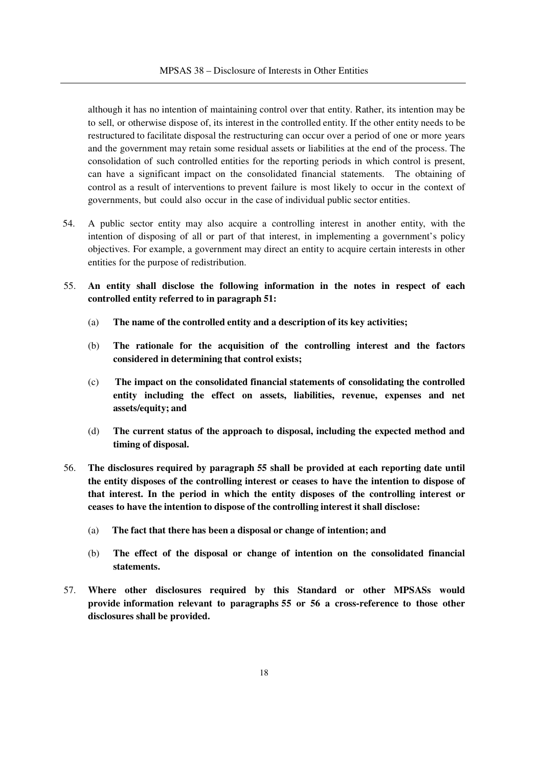although it has no intention of maintaining control over that entity. Rather, its intention may be to sell, or otherwise dispose of, its interest in the controlled entity. If the other entity needs to be restructured to facilitate disposal the restructuring can occur over a period of one or more years and the government may retain some residual assets or liabilities at the end of the process. The consolidation of such controlled entities for the reporting periods in which control is present, can have a significant impact on the consolidated financial statements. The obtaining of control as a result of interventions to prevent failure is most likely to occur in the context of governments, but could also occur in the case of individual public sector entities.

54. A public sector entity may also acquire a controlling interest in another entity, with the intention of disposing of all or part of that interest, in implementing a government's policy objectives. For example, a government may direct an entity to acquire certain interests in other entities for the purpose of redistribution.

55. **An entity shall disclose the following information in the notes in respect of each controlled entity referred to in paragraph 51:**

    (a) **The name of the controlled entity and a description of its key activities;**

    (b) **The rationale for the acquisition of the controlling interest and the factors considered in determining that control exists;**

    (c) **The impact on the consolidated financial statements of consolidating the controlled entity including the effect on assets, liabilities, revenue, expenses and net assets/equity; and**

    (d) **The current status of the approach to disposal, including the expected method and timing of disposal.**

56. **The disclosures required by paragraph 55 shall be provided at each reporting date until the entity disposes of the controlling interest or ceases to have the intention to dispose of that interest. In the period in which the entity disposes of the controlling interest or ceases to have the intention to dispose of the controlling interest it shall disclose:**

    (a) **The fact that there has been a disposal or change of intention; and**

    (b) **The effect of the disposal or change of intention on the consolidated financial statements.**

57. **Where other disclosures required by this Standard or other MPSASs would provide information relevant to paragraphs 55 or 56 a cross-reference to those other disclosures shall be provided.**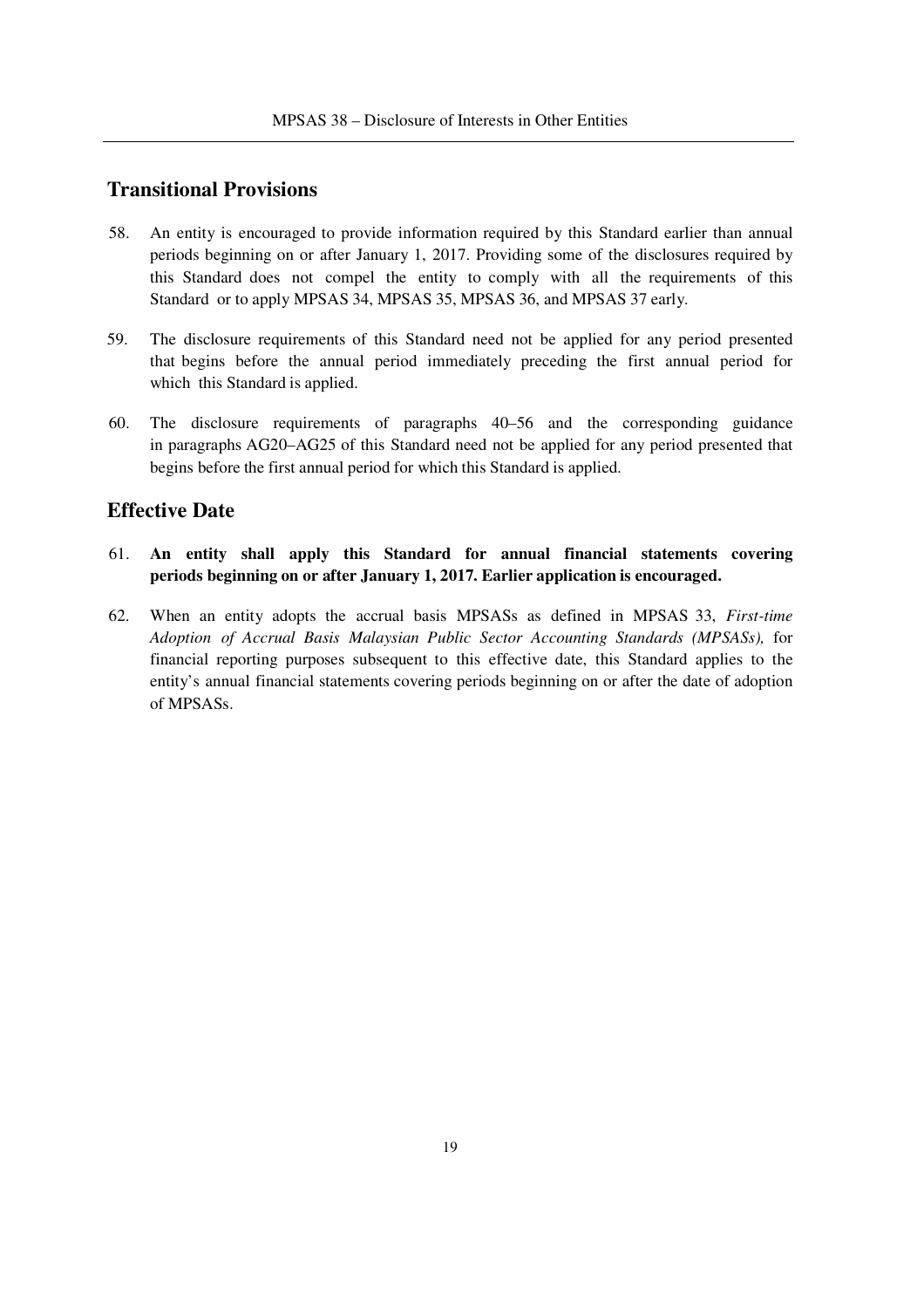## Transitional Provisions

58. An entity is encouraged to provide information required by this Standard earlier than annual periods beginning on or after January 1, 2017. Providing some of the disclosures required by this Standard does not compel the entity to comply with all the requirements of this Standard or to apply MPSAS 34, MPSAS 35, MPSAS 36, and MPSAS 37 early.

59. The disclosure requirements of this Standard need not be applied for any period presented that begins before the annual period immediately preceding the first annual period for which this Standard is applied.

60. The disclosure requirements of paragraphs 40–56 and the corresponding guidance in paragraphs AG20–AG25 of this Standard need not be applied for any period presented that begins before the first annual period for which this Standard is applied.

## Effective Date

61. **An entity shall apply this Standard for annual financial statements covering periods beginning on or after January 1, 2017. Earlier application is encouraged.**

62. When an entity adopts the accrual basis MPSASs as defined in MPSAS 33, *First-time Adoption of Accrual Basis Malaysian Public Sector Accounting Standards (MPSASs),* for financial reporting purposes subsequent to this effective date, this Standard applies to the entity's annual financial statements covering periods beginning on or after the date of adoption of MPSASs.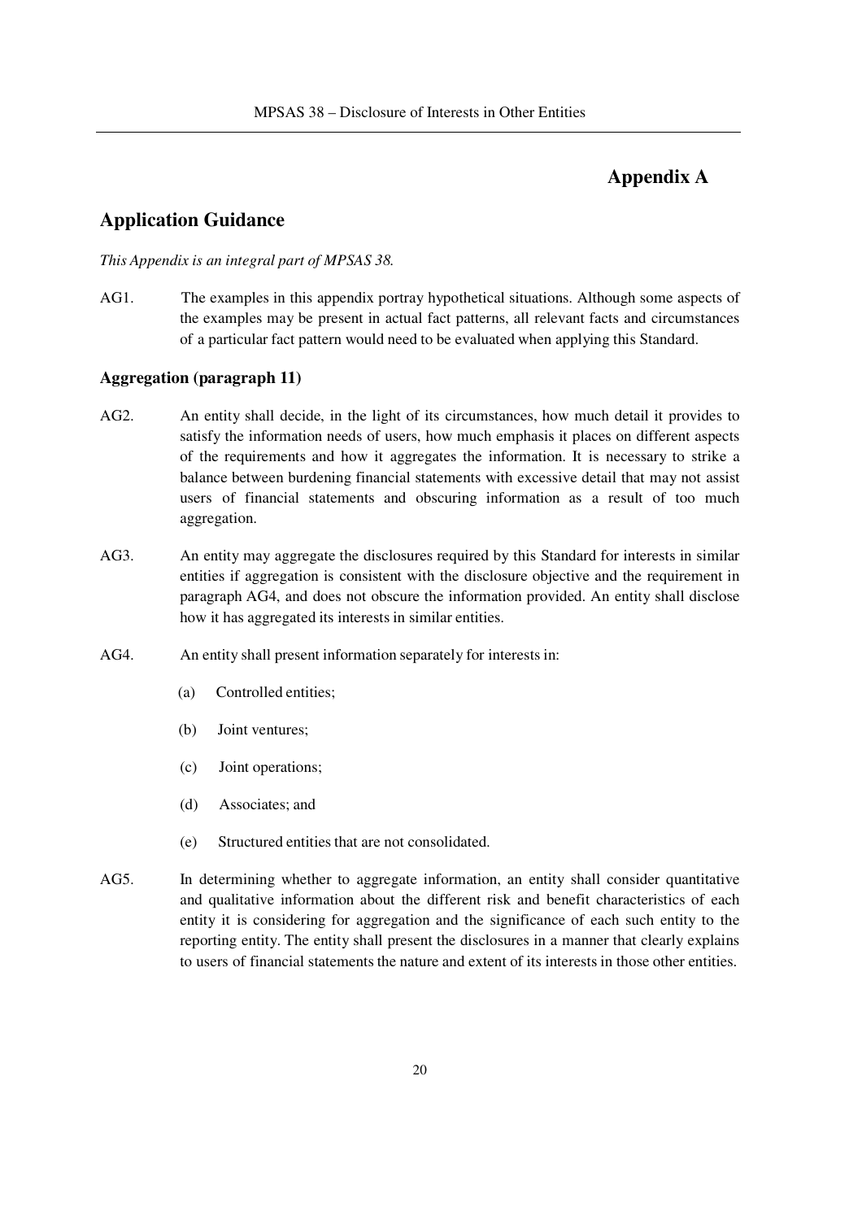# Appendix A

## Application Guidance

*This Appendix is an integral part of MPSAS 38.*

AG1. The examples in this appendix portray hypothetical situations. Although some aspects of the examples may be present in actual fact patterns, all relevant facts and circumstances of a particular fact pattern would need to be evaluated when applying this Standard.

### Aggregation (paragraph 11)

AG2. An entity shall decide, in the light of its circumstances, how much detail it provides to satisfy the information needs of users, how much emphasis it places on different aspects of the requirements and how it aggregates the information. It is necessary to strike a balance between burdening financial statements with excessive detail that may not assist users of financial statements and obscuring information as a result of too much aggregation.

AG3. An entity may aggregate the disclosures required by this Standard for interests in similar entities if aggregation is consistent with the disclosure objective and the requirement in paragraph AG4, and does not obscure the information provided. An entity shall disclose how it has aggregated its interests in similar entities.

AG4. An entity shall present information separately for interests in:

(a) Controlled entities;

(b) Joint ventures;

(c) Joint operations;

(d) Associates; and

(e) Structured entities that are not consolidated.

AG5. In determining whether to aggregate information, an entity shall consider quantitative and qualitative information about the different risk and benefit characteristics of each entity it is considering for aggregation and the significance of each such entity to the reporting entity. The entity shall present the disclosures in a manner that clearly explains to users of financial statements the nature and extent of its interests in those other entities.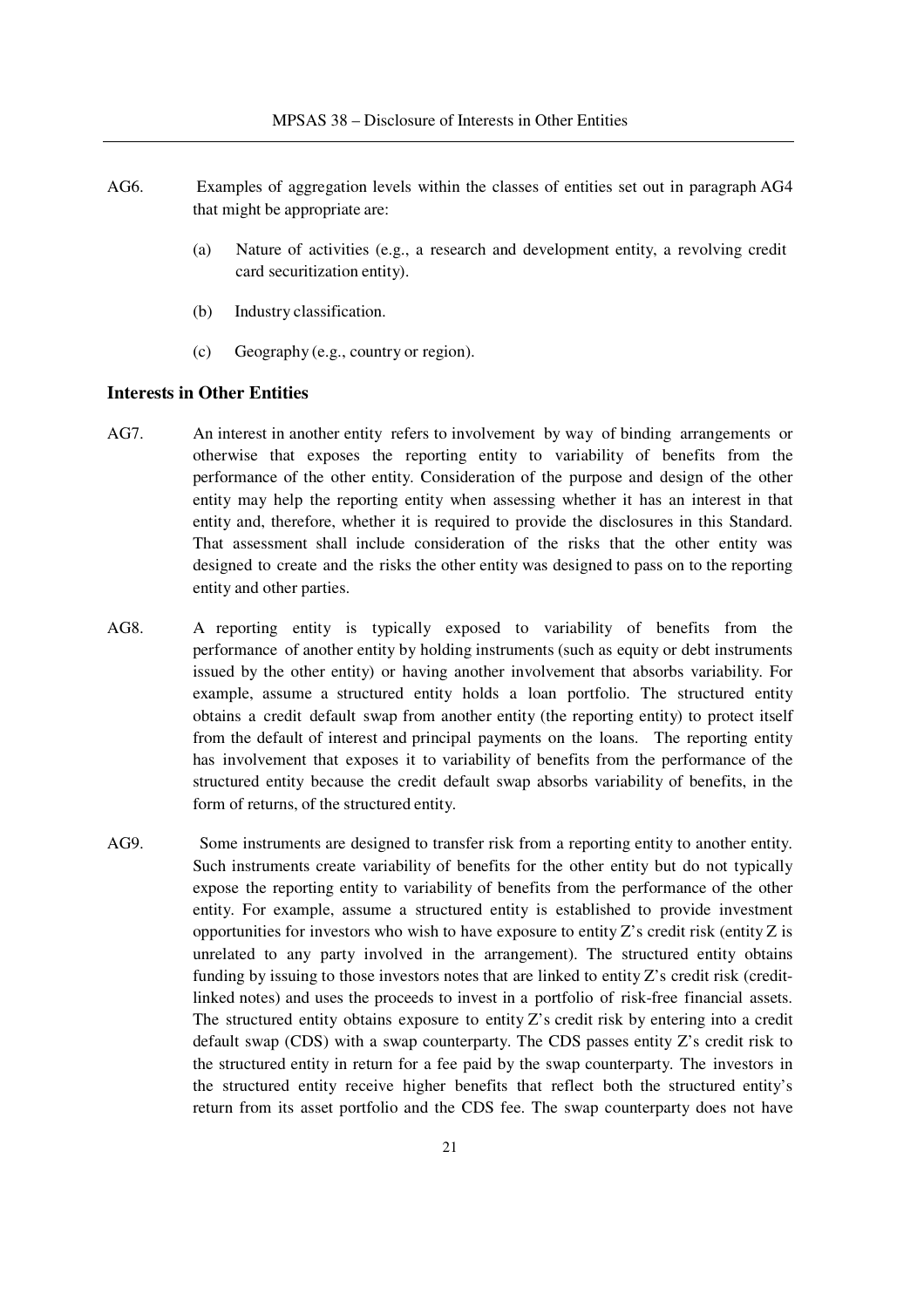AG6. Examples of aggregation levels within the classes of entities set out in paragraph AG4 that might be appropriate are:

(a) Nature of activities (e.g., a research and development entity, a revolving credit card securitization entity).

(b) Industry classification.

(c) Geography (e.g., country or region).

### Interests in Other Entities

AG7. An interest in another entity refers to involvement by way of binding arrangements or otherwise that exposes the reporting entity to variability of benefits from the performance of the other entity. Consideration of the purpose and design of the other entity may help the reporting entity when assessing whether it has an interest in that entity and, therefore, whether it is required to provide the disclosures in this Standard. That assessment shall include consideration of the risks that the other entity was designed to create and the risks the other entity was designed to pass on to the reporting entity and other parties.

AG8. A reporting entity is typically exposed to variability of benefits from the performance of another entity by holding instruments (such as equity or debt instruments issued by the other entity) or having another involvement that absorbs variability. For example, assume a structured entity holds a loan portfolio. The structured entity obtains a credit default swap from another entity (the reporting entity) to protect itself from the default of interest and principal payments on the loans. The reporting entity has involvement that exposes it to variability of benefits from the performance of the structured entity because the credit default swap absorbs variability of benefits, in the form of returns, of the structured entity.

AG9. Some instruments are designed to transfer risk from a reporting entity to another entity. Such instruments create variability of benefits for the other entity but do not typically expose the reporting entity to variability of benefits from the performance of the other entity. For example, assume a structured entity is established to provide investment opportunities for investors who wish to have exposure to entity Z's credit risk (entity Z is unrelated to any party involved in the arrangement). The structured entity obtains funding by issuing to those investors notes that are linked to entity Z's credit risk (credit-linked notes) and uses the proceeds to invest in a portfolio of risk-free financial assets. The structured entity obtains exposure to entity Z's credit risk by entering into a credit default swap (CDS) with a swap counterparty. The CDS passes entity Z's credit risk to the structured entity in return for a fee paid by the swap counterparty. The investors in the structured entity receive higher benefits that reflect both the structured entity's return from its asset portfolio and the CDS fee. The swap counterparty does not have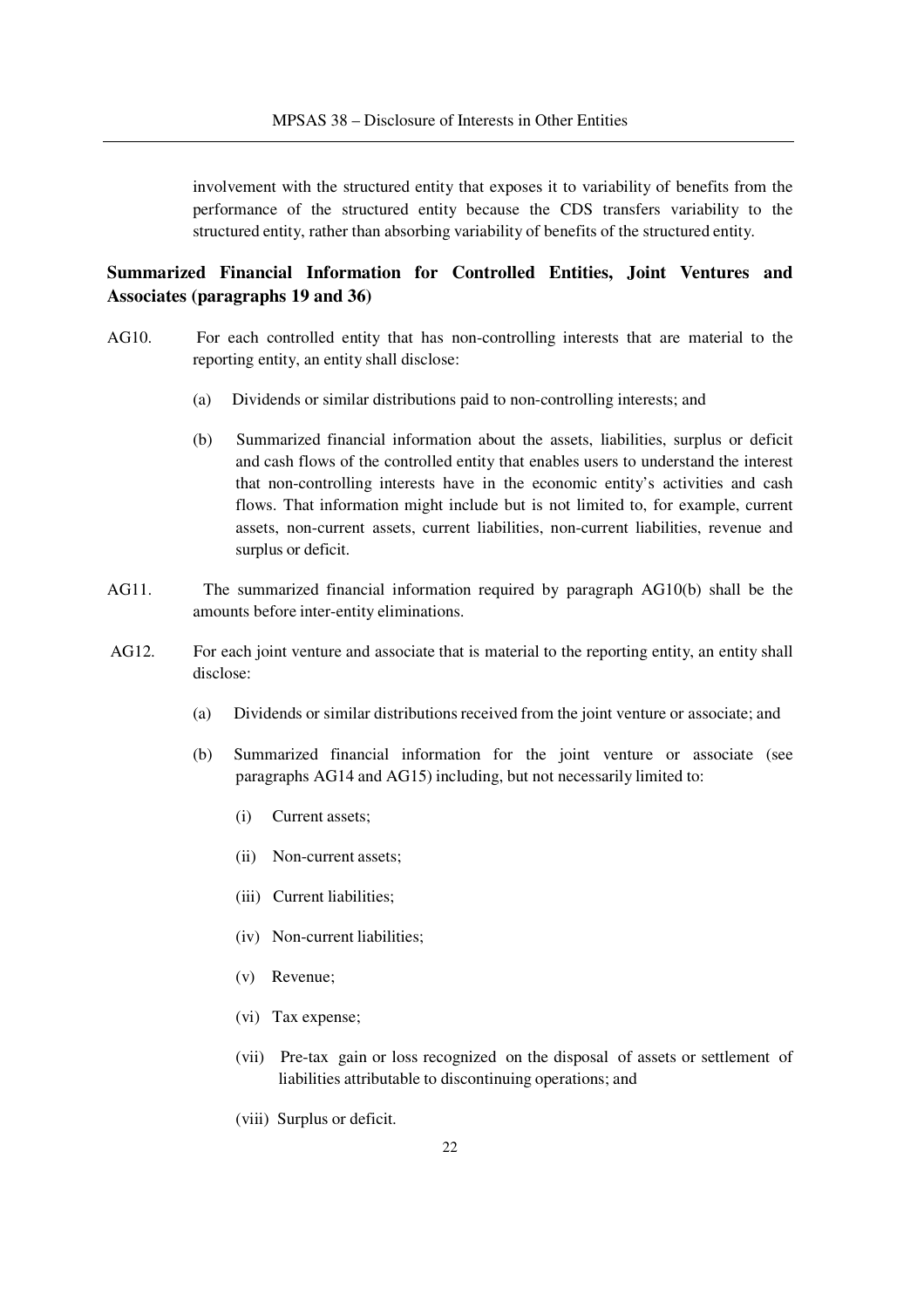involvement with the structured entity that exposes it to variability of benefits from the performance of the structured entity because the CDS transfers variability to the structured entity, rather than absorbing variability of benefits of the structured entity.

## Summarized Financial Information for Controlled Entities, Joint Ventures and Associates (paragraphs 19 and 36)

AG10. For each controlled entity that has non-controlling interests that are material to the reporting entity, an entity shall disclose:

(a) Dividends or similar distributions paid to non-controlling interests; and

(b) Summarized financial information about the assets, liabilities, surplus or deficit and cash flows of the controlled entity that enables users to understand the interest that non-controlling interests have in the economic entity's activities and cash flows. That information might include but is not limited to, for example, current assets, non-current assets, current liabilities, non-current liabilities, revenue and surplus or deficit.

AG11. The summarized financial information required by paragraph AG10(b) shall be the amounts before inter-entity eliminations.

AG12. For each joint venture and associate that is material to the reporting entity, an entity shall disclose:

(a) Dividends or similar distributions received from the joint venture or associate; and

(b) Summarized financial information for the joint venture or associate (see paragraphs AG14 and AG15) including, but not necessarily limited to:

(i) Current assets;

(ii) Non-current assets;

(iii) Current liabilities;

(iv) Non-current liabilities;

(v) Revenue;

(vi) Tax expense;

(vii) Pre-tax gain or loss recognized on the disposal of assets or settlement of liabilities attributable to discontinuing operations; and

(viii) Surplus or deficit.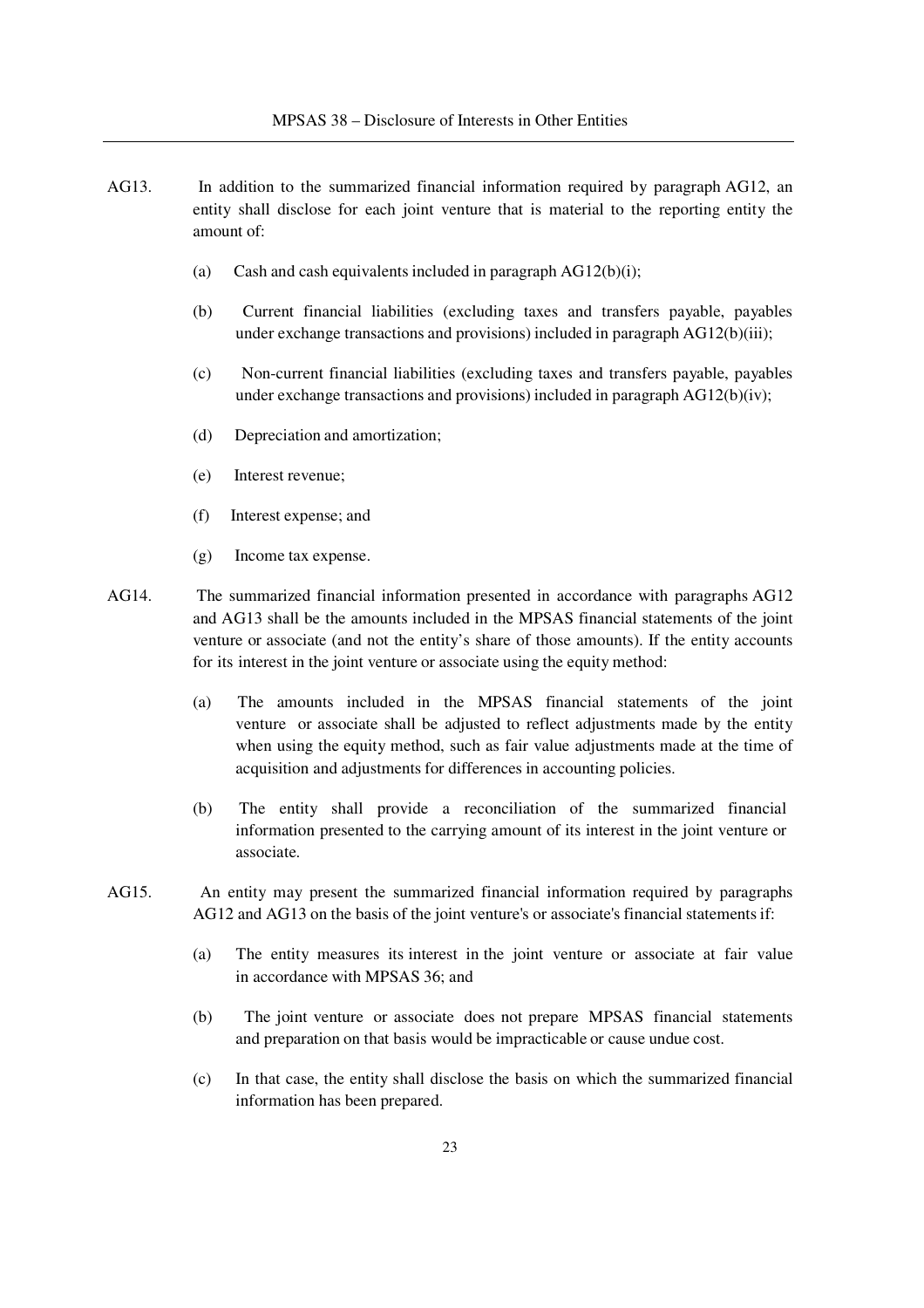AG13. In addition to the summarized financial information required by paragraph AG12, an entity shall disclose for each joint venture that is material to the reporting entity the amount of:

(a) Cash and cash equivalents included in paragraph AG12(b)(i);

(b) Current financial liabilities (excluding taxes and transfers payable, payables under exchange transactions and provisions) included in paragraph AG12(b)(iii);

(c) Non-current financial liabilities (excluding taxes and transfers payable, payables under exchange transactions and provisions) included in paragraph AG12(b)(iv);

(d) Depreciation and amortization;

(e) Interest revenue;

(f) Interest expense; and

(g) Income tax expense.

AG14. The summarized financial information presented in accordance with paragraphs AG12 and AG13 shall be the amounts included in the MPSAS financial statements of the joint venture or associate (and not the entity's share of those amounts). If the entity accounts for its interest in the joint venture or associate using the equity method:

(a) The amounts included in the MPSAS financial statements of the joint venture or associate shall be adjusted to reflect adjustments made by the entity when using the equity method, such as fair value adjustments made at the time of acquisition and adjustments for differences in accounting policies.

(b) The entity shall provide a reconciliation of the summarized financial information presented to the carrying amount of its interest in the joint venture or associate.

AG15. An entity may present the summarized financial information required by paragraphs AG12 and AG13 on the basis of the joint venture's or associate's financial statements if:

(a) The entity measures its interest in the joint venture or associate at fair value in accordance with MPSAS 36; and

(b) The joint venture or associate does not prepare MPSAS financial statements and preparation on that basis would be impracticable or cause undue cost.

(c) In that case, the entity shall disclose the basis on which the summarized financial information has been prepared.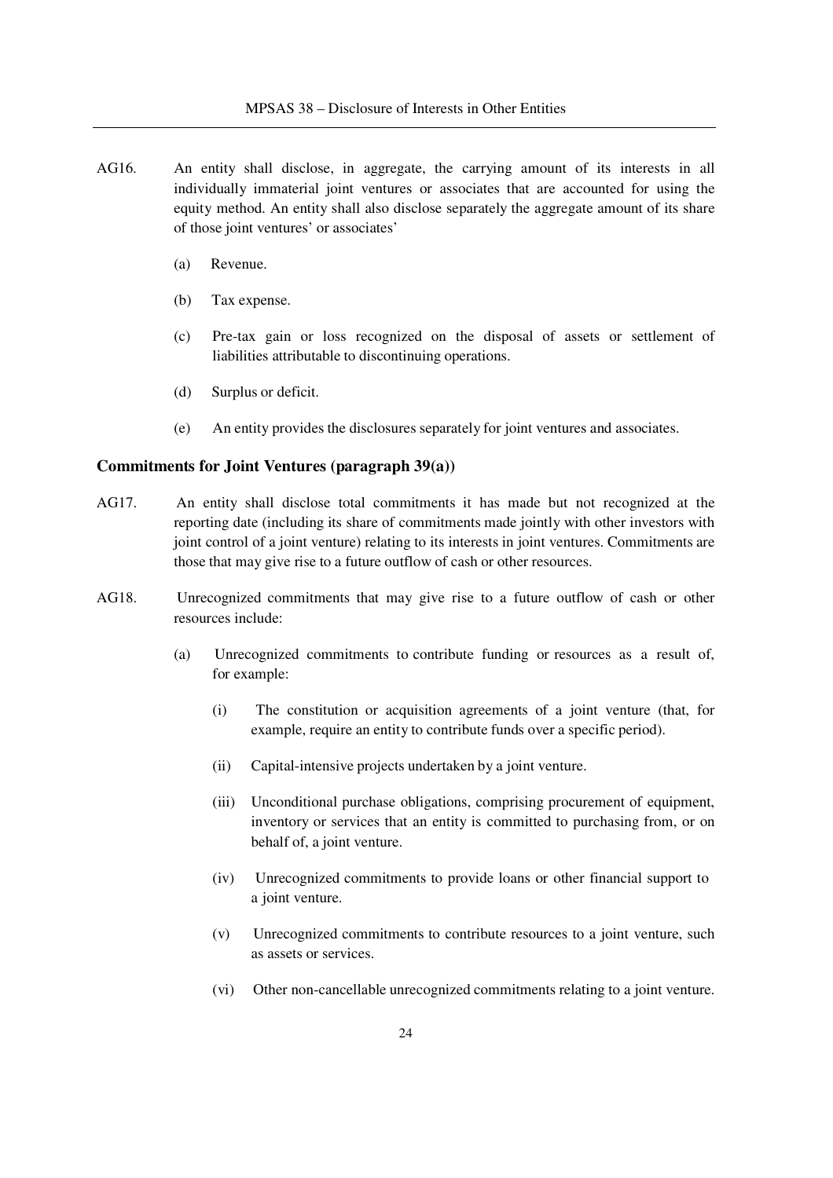AG16. An entity shall disclose, in aggregate, the carrying amount of its interests in all individually immaterial joint ventures or associates that are accounted for using the equity method. An entity shall also disclose separately the aggregate amount of its share of those joint ventures' or associates'

(a) Revenue.

(b) Tax expense.

(c) Pre-tax gain or loss recognized on the disposal of assets or settlement of liabilities attributable to discontinuing operations.

(d) Surplus or deficit.

(e) An entity provides the disclosures separately for joint ventures and associates.

### Commitments for Joint Ventures (paragraph 39(a))

AG17. An entity shall disclose total commitments it has made but not recognized at the reporting date (including its share of commitments made jointly with other investors with joint control of a joint venture) relating to its interests in joint ventures. Commitments are those that may give rise to a future outflow of cash or other resources.

AG18. Unrecognized commitments that may give rise to a future outflow of cash or other resources include:

(a) Unrecognized commitments to contribute funding or resources as a result of, for example:

(i) The constitution or acquisition agreements of a joint venture (that, for example, require an entity to contribute funds over a specific period).

(ii) Capital-intensive projects undertaken by a joint venture.

(iii) Unconditional purchase obligations, comprising procurement of equipment, inventory or services that an entity is committed to purchasing from, or on behalf of, a joint venture.

(iv) Unrecognized commitments to provide loans or other financial support to a joint venture.

(v) Unrecognized commitments to contribute resources to a joint venture, such as assets or services.

(vi) Other non-cancellable unrecognized commitments relating to a joint venture.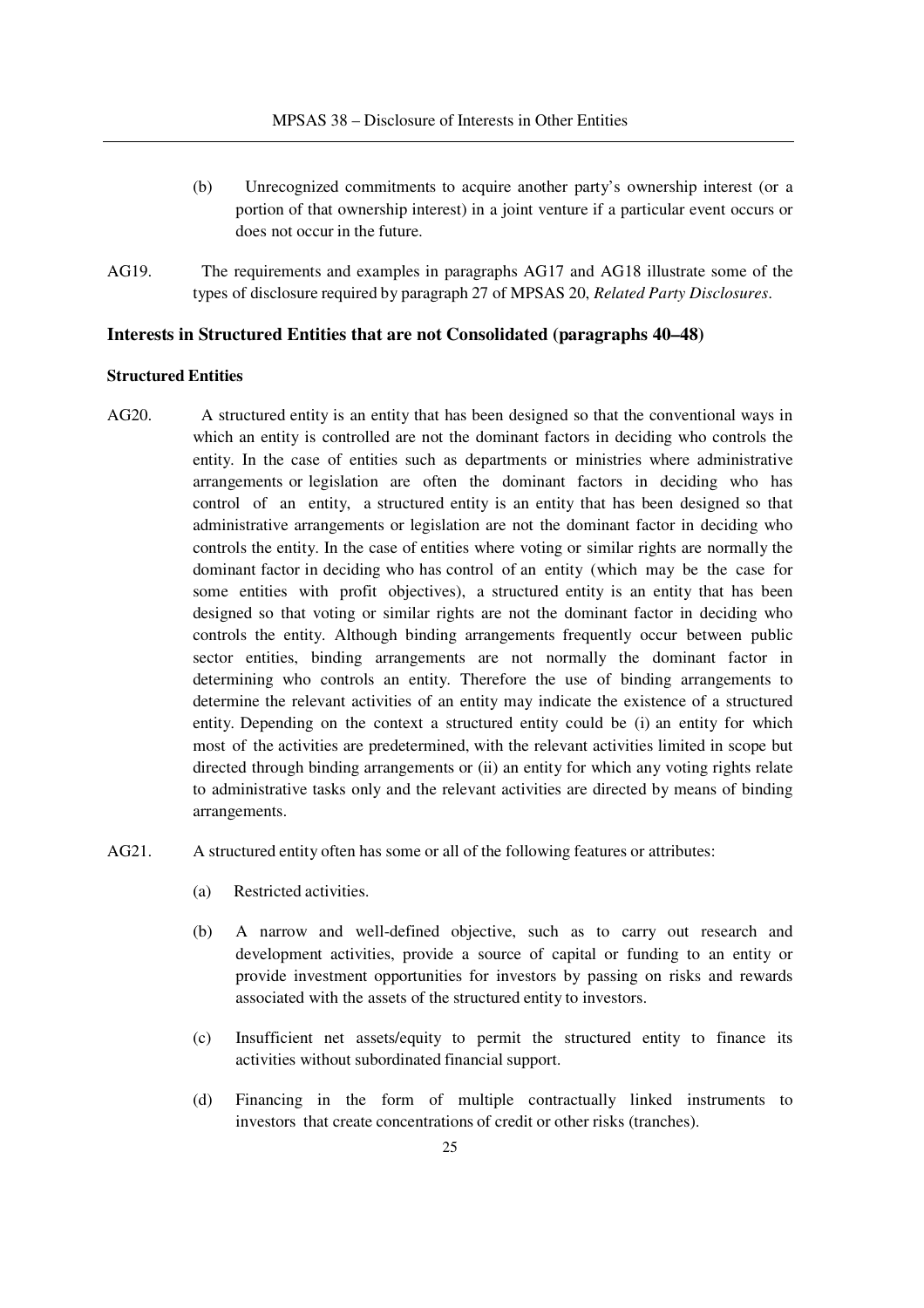(b) Unrecognized commitments to acquire another party's ownership interest (or a portion of that ownership interest) in a joint venture if a particular event occurs or does not occur in the future.

AG19. The requirements and examples in paragraphs AG17 and AG18 illustrate some of the types of disclosure required by paragraph 27 of MPSAS 20, *Related Party Disclosures*.

## Interests in Structured Entities that are not Consolidated (paragraphs 40–48)

### Structured Entities

AG20. A structured entity is an entity that has been designed so that the conventional ways in which an entity is controlled are not the dominant factors in deciding who controls the entity. In the case of entities such as departments or ministries where administrative arrangements or legislation are often the dominant factors in deciding who has control of an entity, a structured entity is an entity that has been designed so that administrative arrangements or legislation are not the dominant factor in deciding who controls the entity. In the case of entities where voting or similar rights are normally the dominant factor in deciding who has control of an entity (which may be the case for some entities with profit objectives), a structured entity is an entity that has been designed so that voting or similar rights are not the dominant factor in deciding who controls the entity. Although binding arrangements frequently occur between public sector entities, binding arrangements are not normally the dominant factor in determining who controls an entity. Therefore the use of binding arrangements to determine the relevant activities of an entity may indicate the existence of a structured entity. Depending on the context a structured entity could be (i) an entity for which most of the activities are predetermined, with the relevant activities limited in scope but directed through binding arrangements or (ii) an entity for which any voting rights relate to administrative tasks only and the relevant activities are directed by means of binding arrangements.

AG21. A structured entity often has some or all of the following features or attributes:

(a) Restricted activities.

(b) A narrow and well-defined objective, such as to carry out research and development activities, provide a source of capital or funding to an entity or provide investment opportunities for investors by passing on risks and rewards associated with the assets of the structured entity to investors.

(c) Insufficient net assets/equity to permit the structured entity to finance its activities without subordinated financial support.

(d) Financing in the form of multiple contractually linked instruments to investors that create concentrations of credit or other risks (tranches).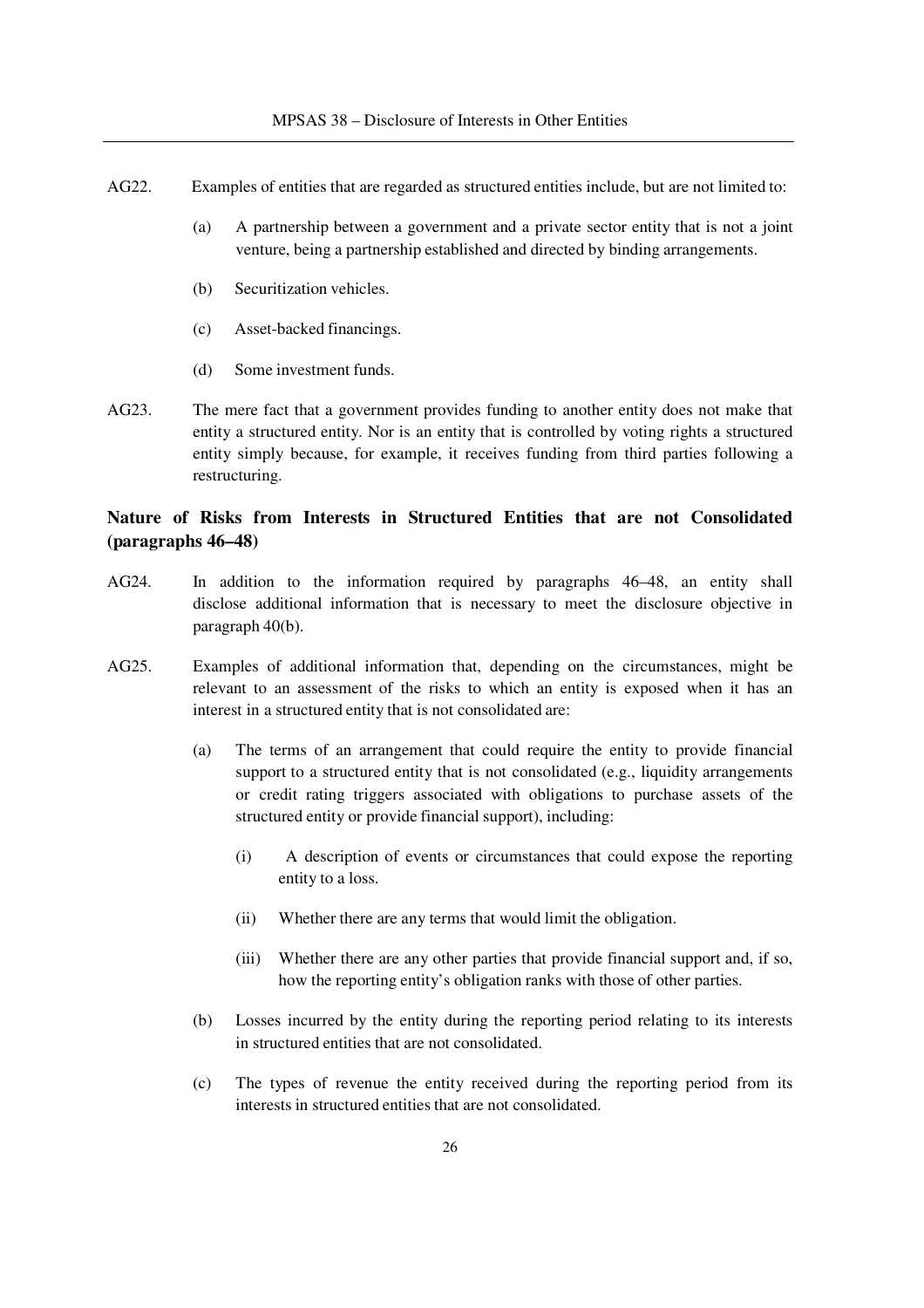AG22. Examples of entities that are regarded as structured entities include, but are not limited to:

(a) A partnership between a government and a private sector entity that is not a joint venture, being a partnership established and directed by binding arrangements.

(b) Securitization vehicles.

(c) Asset-backed financings.

(d) Some investment funds.

AG23. The mere fact that a government provides funding to another entity does not make that entity a structured entity. Nor is an entity that is controlled by voting rights a structured entity simply because, for example, it receives funding from third parties following a restructuring.

## Nature of Risks from Interests in Structured Entities that are not Consolidated (paragraphs 46–48)

AG24. In addition to the information required by paragraphs 46–48, an entity shall disclose additional information that is necessary to meet the disclosure objective in paragraph 40(b).

AG25. Examples of additional information that, depending on the circumstances, might be relevant to an assessment of the risks to which an entity is exposed when it has an interest in a structured entity that is not consolidated are:

(a) The terms of an arrangement that could require the entity to provide financial support to a structured entity that is not consolidated (e.g., liquidity arrangements or credit rating triggers associated with obligations to purchase assets of the structured entity or provide financial support), including:

(i) A description of events or circumstances that could expose the reporting entity to a loss.

(ii) Whether there are any terms that would limit the obligation.

(iii) Whether there are any other parties that provide financial support and, if so, how the reporting entity's obligation ranks with those of other parties.

(b) Losses incurred by the entity during the reporting period relating to its interests in structured entities that are not consolidated.

(c) The types of revenue the entity received during the reporting period from its interests in structured entities that are not consolidated.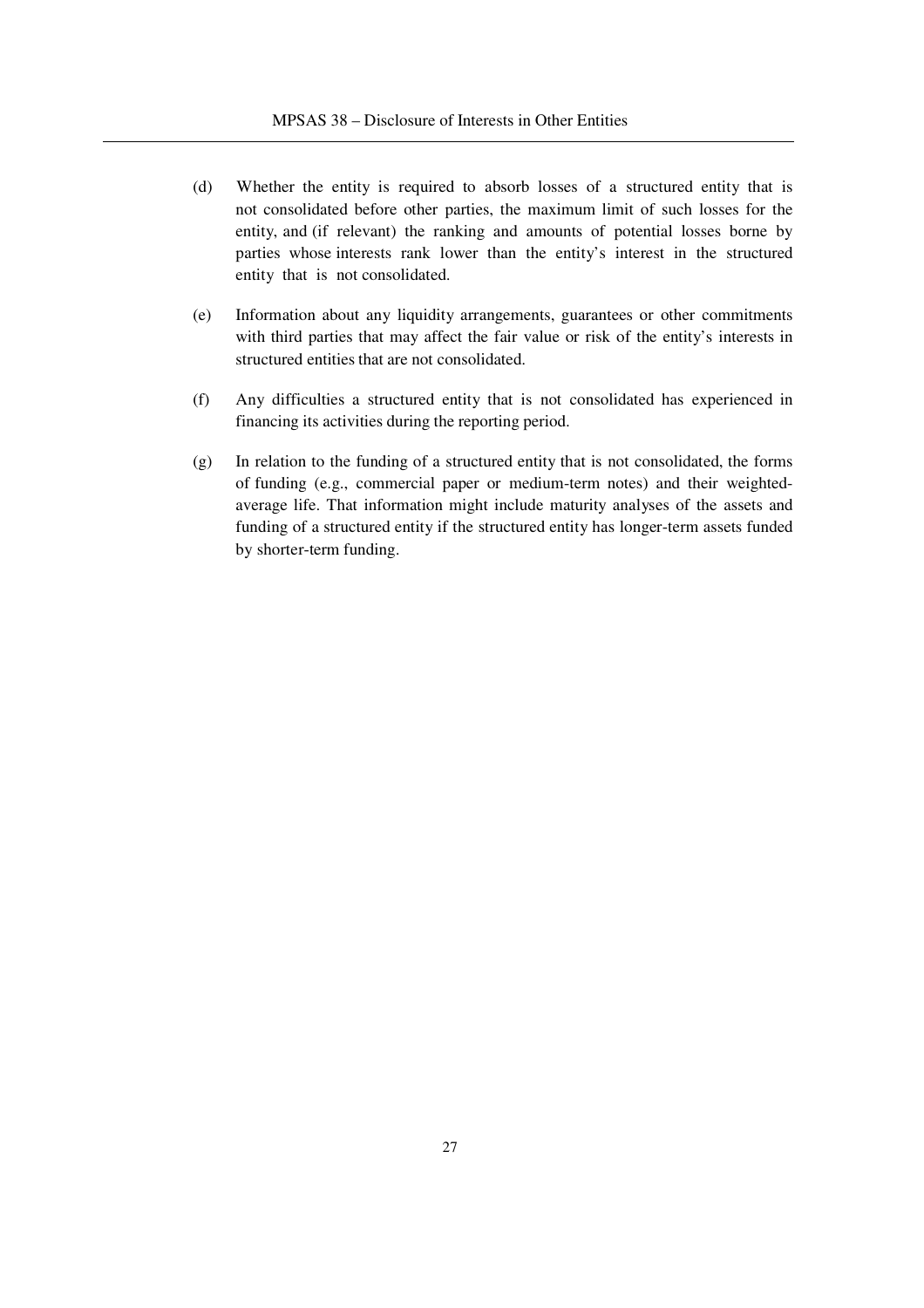(d) Whether the entity is required to absorb losses of a structured entity that is not consolidated before other parties, the maximum limit of such losses for the entity, and (if relevant) the ranking and amounts of potential losses borne by parties whose interests rank lower than the entity's interest in the structured entity that is not consolidated.

(e) Information about any liquidity arrangements, guarantees or other commitments with third parties that may affect the fair value or risk of the entity's interests in structured entities that are not consolidated.

(f) Any difficulties a structured entity that is not consolidated has experienced in financing its activities during the reporting period.

(g) In relation to the funding of a structured entity that is not consolidated, the forms of funding (e.g., commercial paper or medium-term notes) and their weighted-average life. That information might include maturity analyses of the assets and funding of a structured entity if the structured entity has longer-term assets funded by shorter-term funding.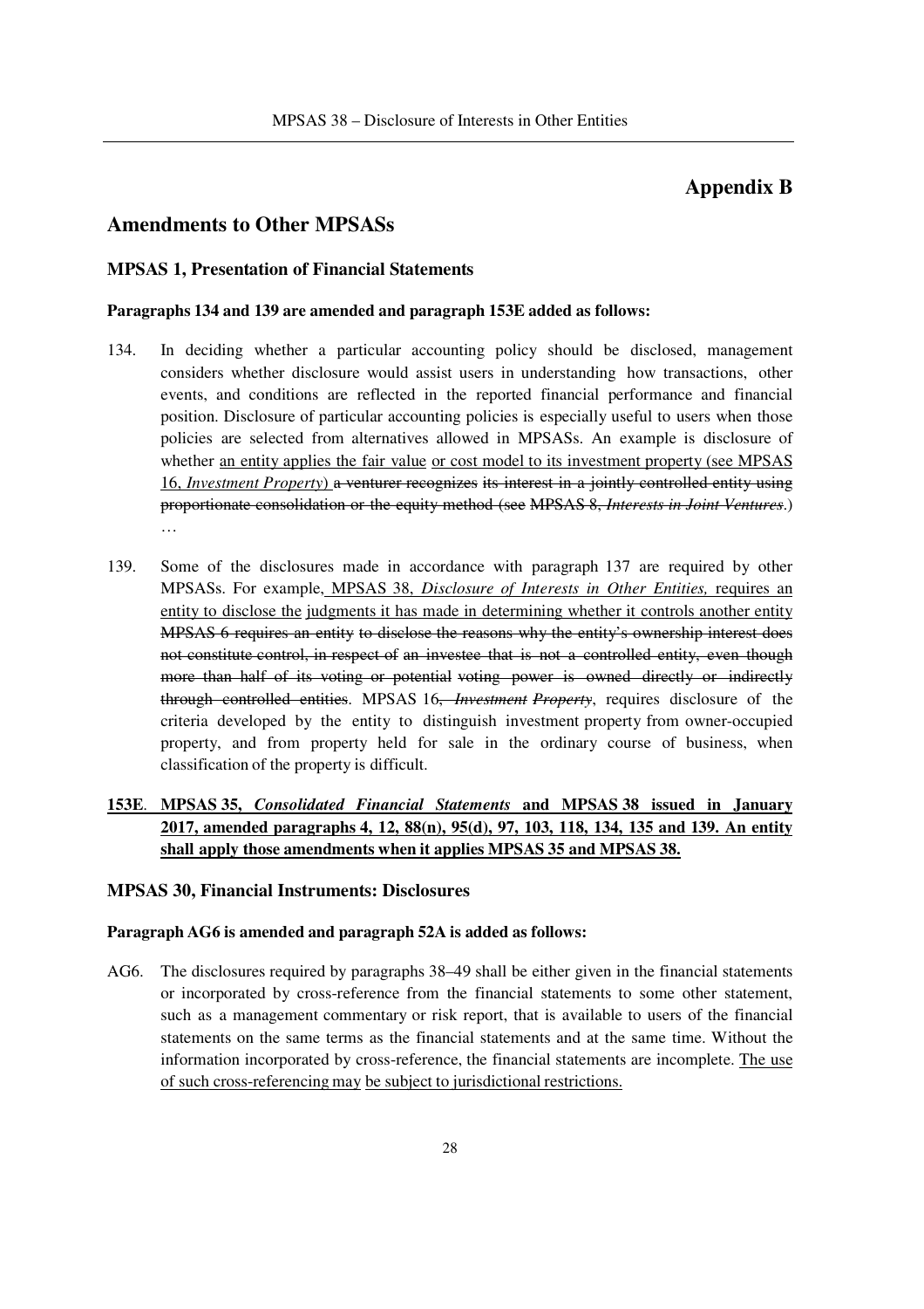# Appendix B

## Amendments to Other MPSASs

### MPSAS 1, Presentation of Financial Statements

**Paragraphs 134 and 139 are amended and paragraph 153E added as follows:**

134. In deciding whether a particular accounting policy should be disclosed, management considers whether disclosure would assist users in understanding how transactions, other events, and conditions are reflected in the reported financial performance and financial position. Disclosure of particular accounting policies is especially useful to users when those policies are selected from alternatives allowed in MPSASs. An example is disclosure of whether <u>an entity applies the fair value or cost model to its investment property (see MPSAS 16, *Investment Property*)</u> ~~a venturer recognizes its interest in a jointly controlled entity using proportionate consolidation or the equity method (see MPSAS 8, *Interests in Joint Ventures*.)~~
…

139. Some of the disclosures made in accordance with paragraph 137 are required by other MPSASs. For example, <u>MPSAS 38, *Disclosure of Interests in Other Entities,* requires an entity to disclose the judgments it has made in determining whether it controls another entity</u> ~~MPSAS 6 requires an entity to disclose the reasons why the entity's ownership interest does not constitute control, in respect of an investee that is not a controlled entity, even though more than half of its voting or potential voting power is owned directly or indirectly through controlled entities~~. MPSAS 16~~, *Investment Property*~~, requires disclosure of the criteria developed by the entity to distinguish investment property from owner-occupied property, and from property held for sale in the ordinary course of business, when classification of the property is difficult.

<u>**153E. MPSAS 35, *Consolidated Financial Statements* and MPSAS 38 issued in January 2017, amended paragraphs 4, 12, 88(n), 95(d), 97, 103, 118, 134, 135 and 139. An entity shall apply those amendments when it applies MPSAS 35 and MPSAS 38.**</u>

### MPSAS 30, Financial Instruments: Disclosures

**Paragraph AG6 is amended and paragraph 52A is added as follows:**

AG6. The disclosures required by paragraphs 38–49 shall be either given in the financial statements or incorporated by cross-reference from the financial statements to some other statement, such as a management commentary or risk report, that is available to users of the financial statements on the same terms as the financial statements and at the same time. Without the information incorporated by cross-reference, the financial statements are incomplete. <u>The use of such cross-referencing may be subject to jurisdictional restrictions.</u>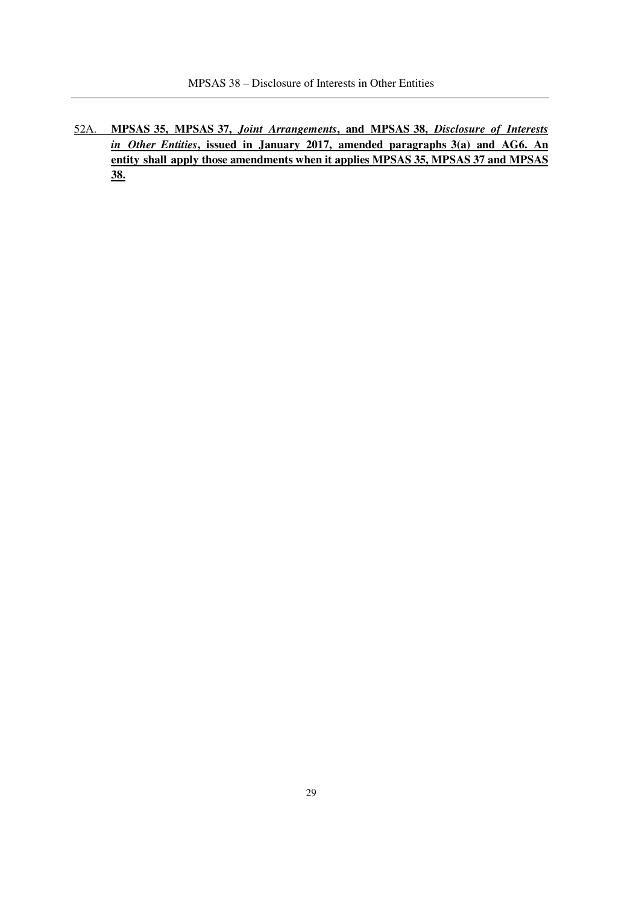52A. **MPSAS 35, MPSAS 37, *Joint Arrangements*, and MPSAS 38, *Disclosure of Interests in Other Entities*, issued in January 2017, amended paragraphs 3(a) and AG6. An entity shall apply those amendments when it applies MPSAS 35, MPSAS 37 and MPSAS 38.**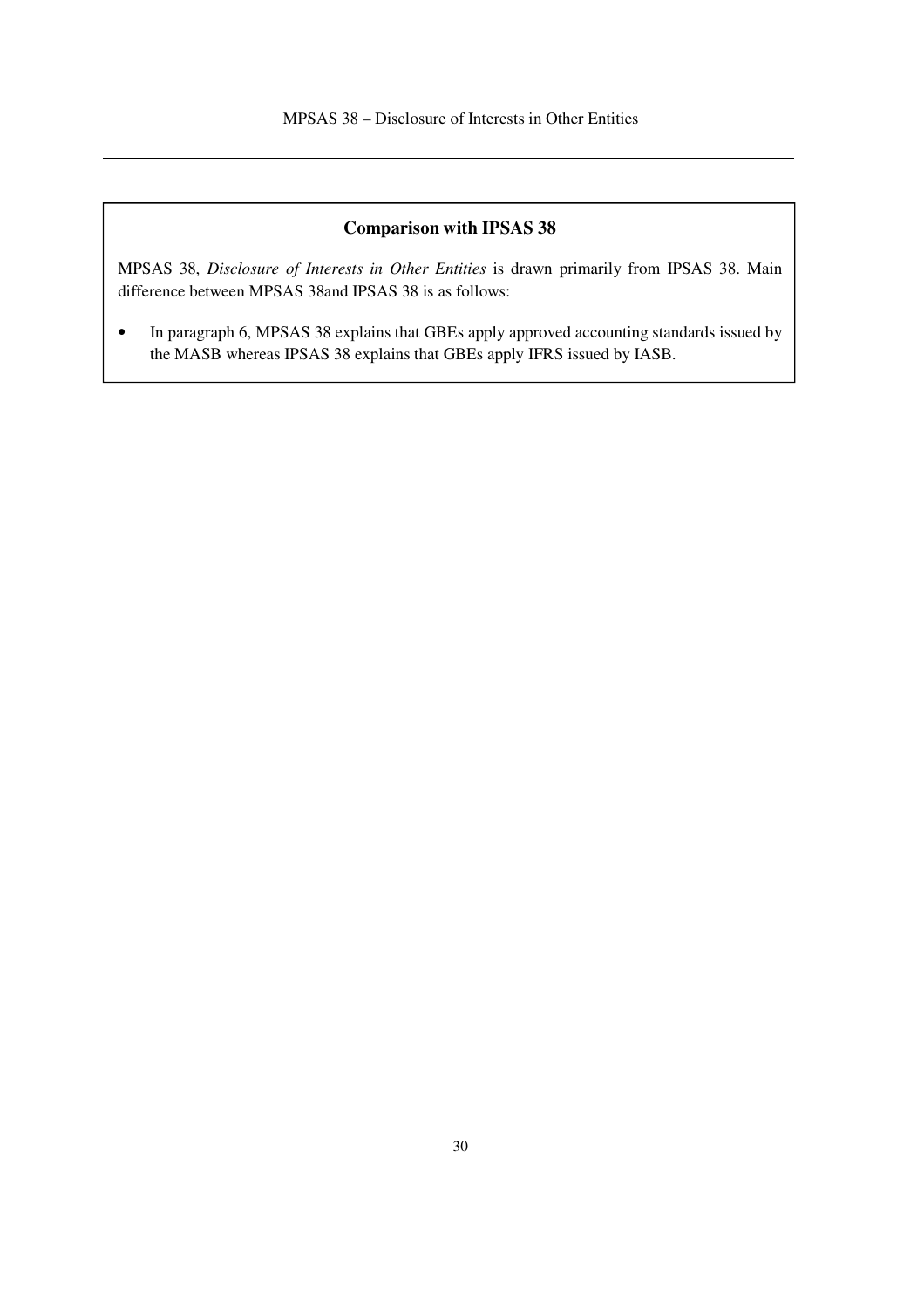## Comparison with IPSAS 38

MPSAS 38, *Disclosure of Interests in Other Entities* is drawn primarily from IPSAS 38. Main difference between MPSAS 38and IPSAS 38 is as follows:

- In paragraph 6, MPSAS 38 explains that GBEs apply approved accounting standards issued by the MASB whereas IPSAS 38 explains that GBEs apply IFRS issued by IASB.